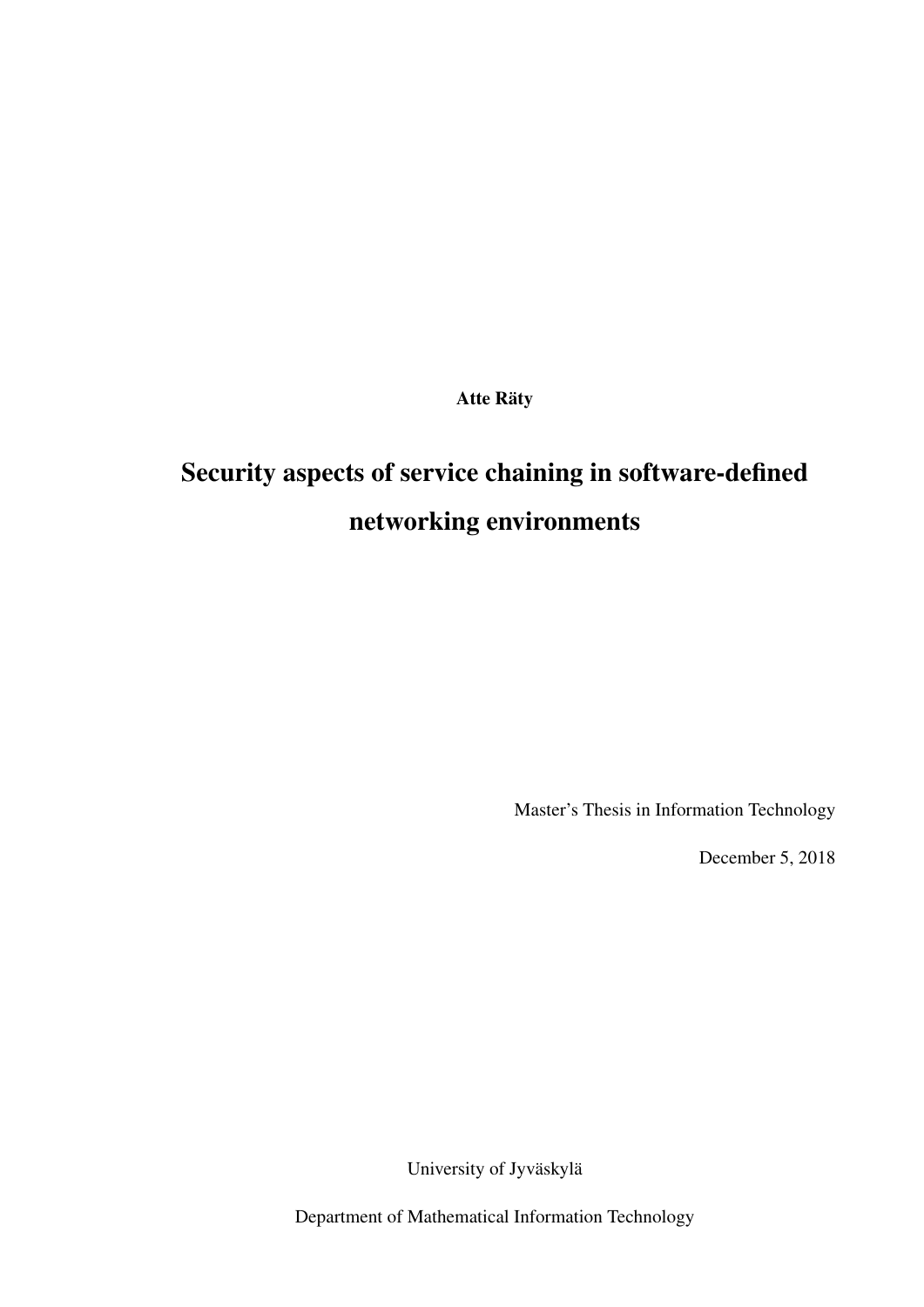**Atte Räty**

# Security aspects of service chaining in software-defined networking environments

Master's Thesis in Information Technology

December 5, 2018

University of Jyväskylä

Department of Mathematical Information Technology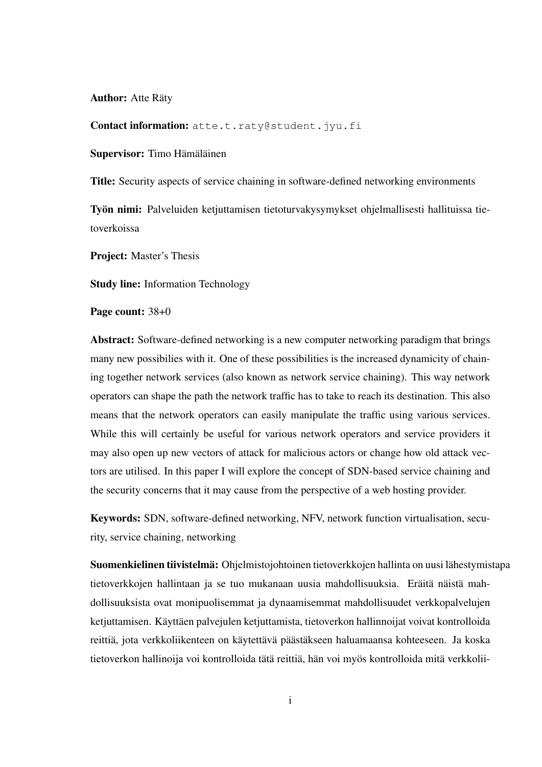**Author:** Atte Räty

**Contact information:** atte.t.raty@student.jyu.fi

**Supervisor:** Timo Hämäläinen

**Title:** Security aspects of service chaining in software-defined networking environments

**Työn nimi:** Palveluiden ketjuttamisen tietoturvakysymykset ohjelmallisesti hallituissa tietoverkoissa

**Project:** Master's Thesis

**Study line:** Information Technology

**Page count:** 38+0

**Abstract:** Software-defined networking is a new computer networking paradigm that brings many new possibilies with it. One of these possibilities is the increased dynamicity of chaining together network services (also known as network service chaining). This way network operators can shape the path the network traffic has to take to reach its destination. This also means that the network operators can easily manipulate the traffic using various services. While this will certainly be useful for various network operators and service providers it may also open up new vectors of attack for malicious actors or change how old attack vectors are utilised. In this paper I will explore the concept of SDN-based service chaining and the security concerns that it may cause from the perspective of a web hosting provider.

**Keywords:** SDN, software-defined networking, NFV, network function virtualisation, security, service chaining, networking

**Suomenkielinen tiivistelmä:** Ohjelmistojohtoinen tietoverkkojen hallinta on uusi lähestymistapa tietoverkkojen hallintaan ja se tuo mukanaan uusia mahdollisuuksia. Eräitä näistä mahdollisuuksista ovat monipuolisemmat ja dynaamisemmat mahdollisuudet verkkopalvelujen ketjuttamisen. Käyttäen palvejulen ketjuttamista, tietoverkon hallinnoijat voivat kontrolloida reittiä, jota verkkoliikenteen on käytettävä päästäkseen haluamaansa kohteeseen. Ja koska tietoverkon hallinoija voi kontrolloida tätä reittiä, hän voi myös kontrolloida mitä verkkolii-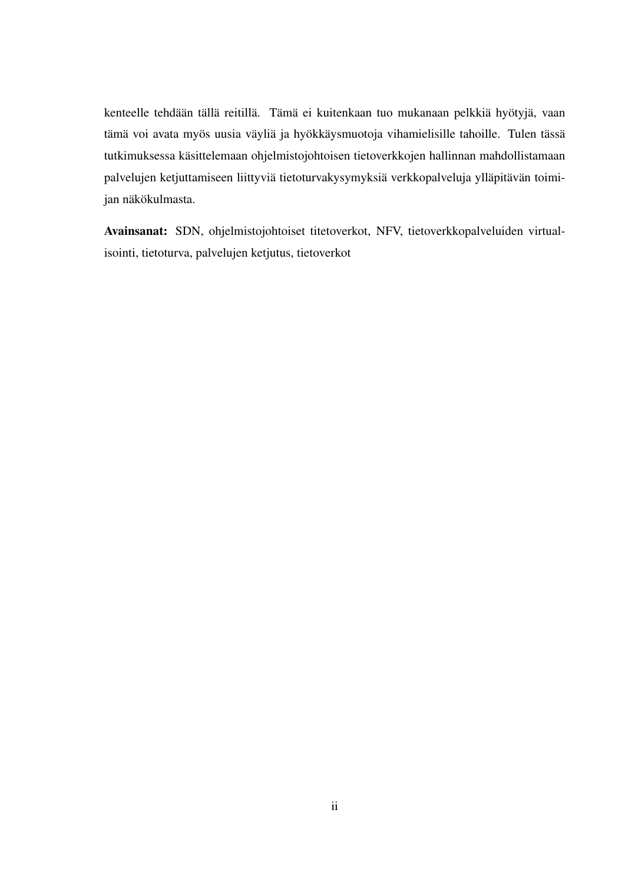kenteelle tehdään tällä reitillä. Tämä ei kuitenkaan tuo mukanaan pelkkiä hyötyjä, vaan tämä voi avata myös uusia väyliä ja hyökkäysmuotoja vihamielisille tahoille. Tulen tässä tutkimuksessa käsittelemaan ohjelmistojohtoisen tietoverkkojen hallinnan mahdollistamaan palvelujen ketjuttamiseen liittyviä tietoturvakysymyksiä verkkopalveluja ylläpitävän toimijan näkökulmasta.

**Avainsanat:** SDN, ohjelmistojohtoiset titetoverkot, NFV, tietoverkkopalveluiden virtualisointi, tietoturva, palvelujen ketjutus, tietoverkot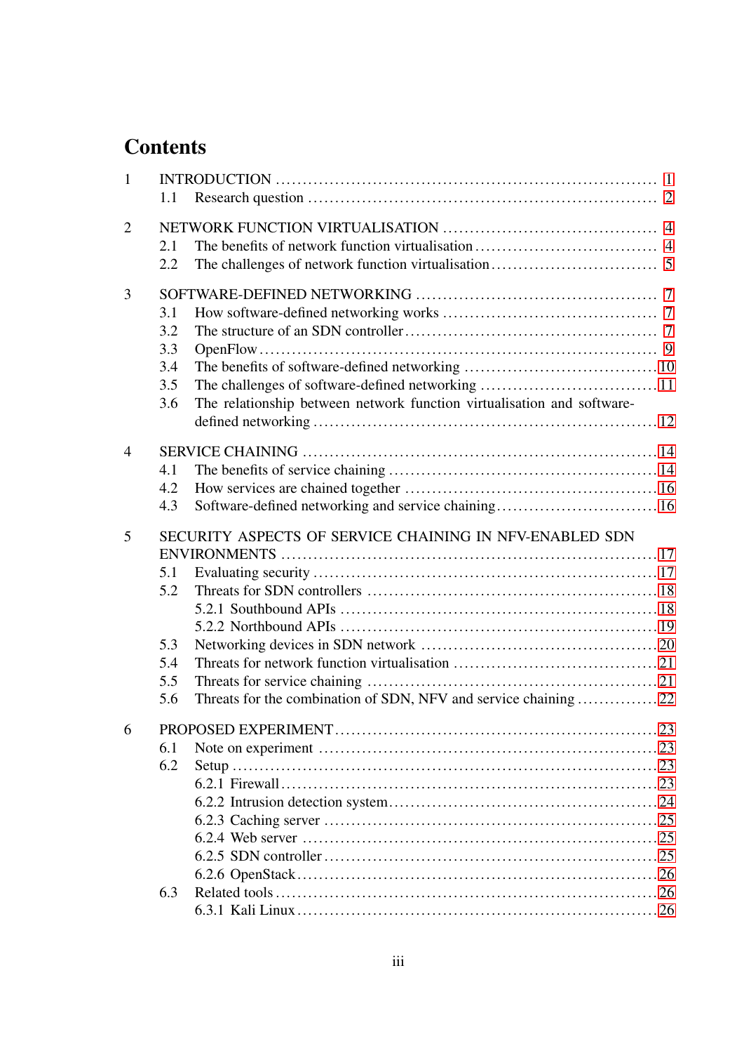# Contents

1 INTRODUCTION ..... 1
  1.1 Research question ..... 2

2 NETWORK FUNCTION VIRTUALISATION ..... 4
  2.1 The benefits of network function virtualisation ..... 4
  2.2 The challenges of network function virtualisation ..... 5

3 SOFTWARE-DEFINED NETWORKING ..... 7
  3.1 How software-defined networking works ..... 7
  3.2 The structure of an SDN controller ..... 7
  3.3 OpenFlow ..... 9
  3.4 The benefits of software-defined networking ..... 10
  3.5 The challenges of software-defined networking ..... 11
  3.6 The relationship between network function virtualisation and software-defined networking ..... 12

4 SERVICE CHAINING ..... 14
  4.1 The benefits of service chaining ..... 14
  4.2 How services are chained together ..... 16
  4.3 Software-defined networking and service chaining ..... 16

5 SECURITY ASPECTS OF SERVICE CHAINING IN NFV-ENABLED SDN ENVIRONMENTS ..... 17
  5.1 Evaluating security ..... 17
  5.2 Threats for SDN controllers ..... 18
    5.2.1 Southbound APIs ..... 18
    5.2.2 Northbound APIs ..... 19
  5.3 Networking devices in SDN network ..... 20
  5.4 Threats for network function virtualisation ..... 21
  5.5 Threats for service chaining ..... 21
  5.6 Threats for the combination of SDN, NFV and service chaining ..... 22

6 PROPOSED EXPERIMENT ..... 23
  6.1 Note on experiment ..... 23
  6.2 Setup ..... 23
    6.2.1 Firewall ..... 23
    6.2.2 Intrusion detection system ..... 24
    6.2.3 Caching server ..... 25
    6.2.4 Web server ..... 25
    6.2.5 SDN controller ..... 25
    6.2.6 OpenStack ..... 26
  6.3 Related tools ..... 26
    6.3.1 Kali Linux ..... 26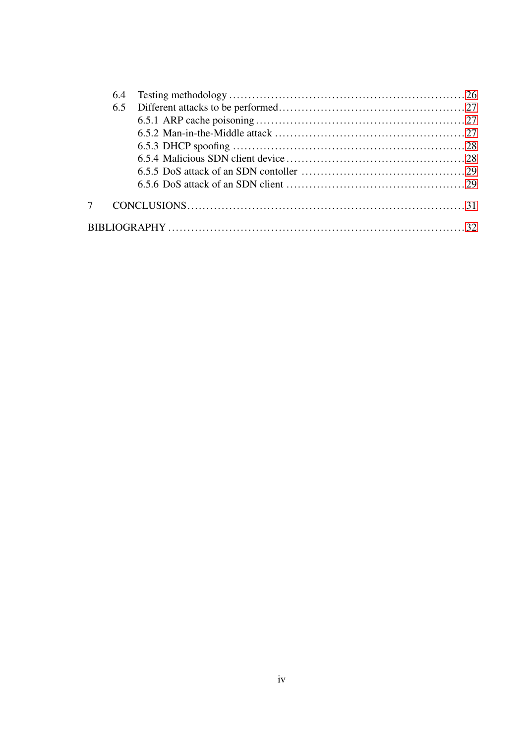6.4 Testing methodology ........................................................ 26
6.5 Different attacks to be performed ........................................ 27
6.5.1 ARP cache poisoning ........................................................ 27
6.5.2 Man-in-the-Middle attack ................................................ 27
6.5.3 DHCP spoofing ................................................................ 28
6.5.4 Malicious SDN client device ............................................ 28
6.5.5 DoS attack of an SDN contoller ........................................ 29
6.5.6 DoS attack of an SDN client ............................................. 29

7 CONCLUSIONS ............................................................................ 31

BIBLIOGRAPHY ............................................................................. 32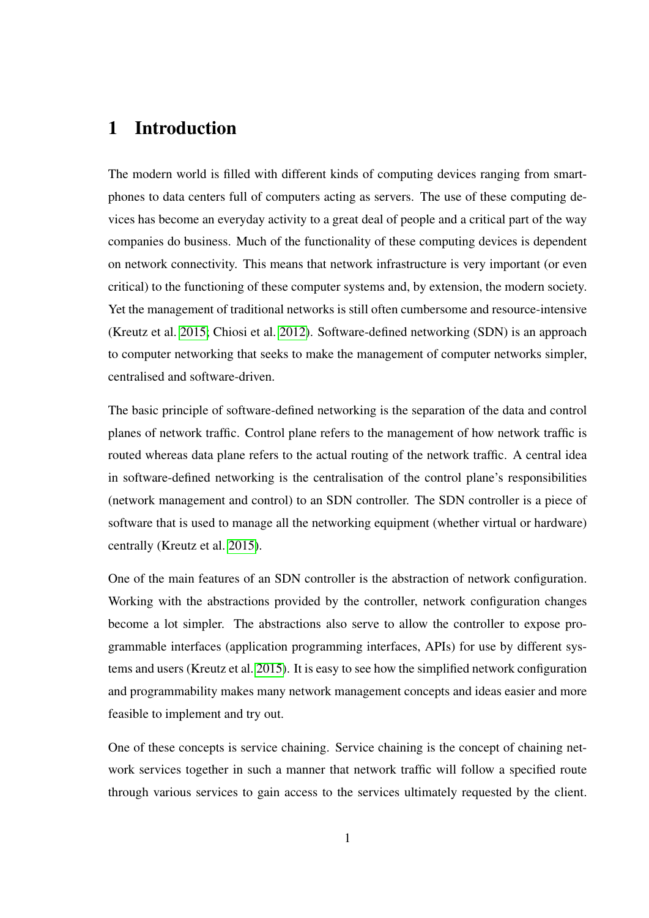# 1 Introduction

The modern world is filled with different kinds of computing devices ranging from smartphones to data centers full of computers acting as servers. The use of these computing devices has become an everyday activity to a great deal of people and a critical part of the way companies do business. Much of the functionality of these computing devices is dependent on network connectivity. This means that network infrastructure is very important (or even critical) to the functioning of these computer systems and, by extension, the modern society. Yet the management of traditional networks is still often cumbersome and resource-intensive (Kreutz et al. 2015; Chiosi et al. 2012). Software-defined networking (SDN) is an approach to computer networking that seeks to make the management of computer networks simpler, centralised and software-driven.

The basic principle of software-defined networking is the separation of the data and control planes of network traffic. Control plane refers to the management of how network traffic is routed whereas data plane refers to the actual routing of the network traffic. A central idea in software-defined networking is the centralisation of the control plane's responsibilities (network management and control) to an SDN controller. The SDN controller is a piece of software that is used to manage all the networking equipment (whether virtual or hardware) centrally (Kreutz et al. 2015).

One of the main features of an SDN controller is the abstraction of network configuration. Working with the abstractions provided by the controller, network configuration changes become a lot simpler. The abstractions also serve to allow the controller to expose programmable interfaces (application programming interfaces, APIs) for use by different systems and users (Kreutz et al. 2015). It is easy to see how the simplified network configuration and programmability makes many network management concepts and ideas easier and more feasible to implement and try out.

One of these concepts is service chaining. Service chaining is the concept of chaining network services together in such a manner that network traffic will follow a specified route through various services to gain access to the services ultimately requested by the client.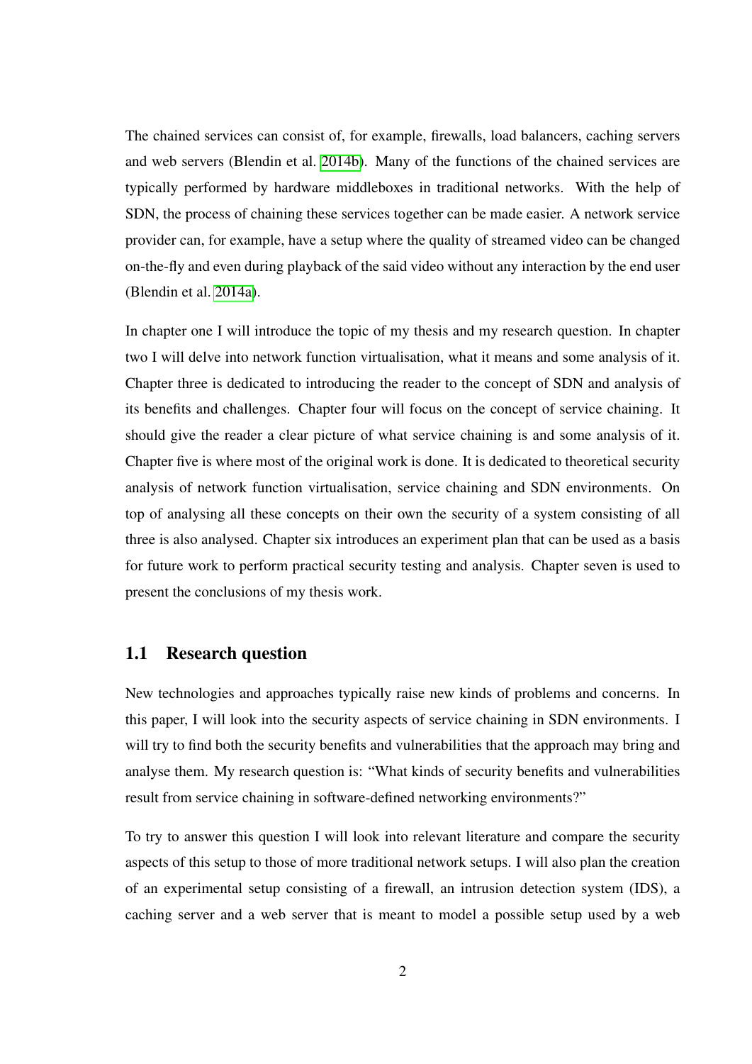The chained services can consist of, for example, firewalls, load balancers, caching servers and web servers (Blendin et al. 2014b). Many of the functions of the chained services are typically performed by hardware middleboxes in traditional networks. With the help of SDN, the process of chaining these services together can be made easier. A network service provider can, for example, have a setup where the quality of streamed video can be changed on-the-fly and even during playback of the said video without any interaction by the end user (Blendin et al. 2014a).

In chapter one I will introduce the topic of my thesis and my research question. In chapter two I will delve into network function virtualisation, what it means and some analysis of it. Chapter three is dedicated to introducing the reader to the concept of SDN and analysis of its benefits and challenges. Chapter four will focus on the concept of service chaining. It should give the reader a clear picture of what service chaining is and some analysis of it. Chapter five is where most of the original work is done. It is dedicated to theoretical security analysis of network function virtualisation, service chaining and SDN environments. On top of analysing all these concepts on their own the security of a system consisting of all three is also analysed. Chapter six introduces an experiment plan that can be used as a basis for future work to perform practical security testing and analysis. Chapter seven is used to present the conclusions of my thesis work.

## 1.1 Research question

New technologies and approaches typically raise new kinds of problems and concerns. In this paper, I will look into the security aspects of service chaining in SDN environments. I will try to find both the security benefits and vulnerabilities that the approach may bring and analyse them. My research question is: "What kinds of security benefits and vulnerabilities result from service chaining in software-defined networking environments?"

To try to answer this question I will look into relevant literature and compare the security aspects of this setup to those of more traditional network setups. I will also plan the creation of an experimental setup consisting of a firewall, an intrusion detection system (IDS), a caching server and a web server that is meant to model a possible setup used by a web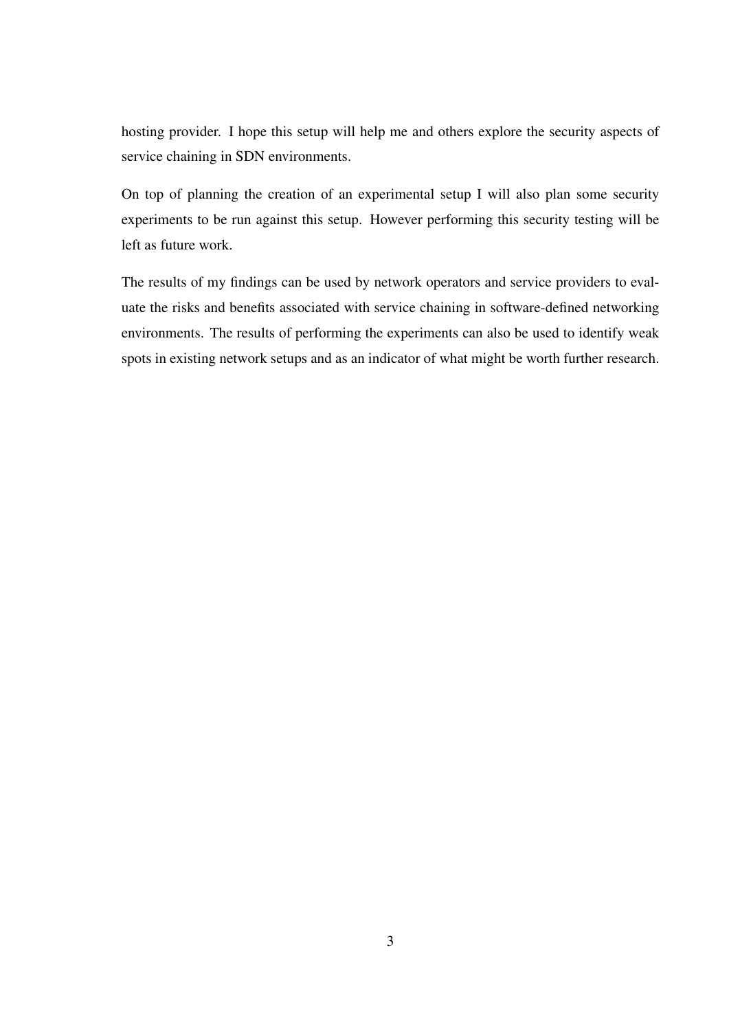hosting provider. I hope this setup will help me and others explore the security aspects of service chaining in SDN environments.

On top of planning the creation of an experimental setup I will also plan some security experiments to be run against this setup. However performing this security testing will be left as future work.

The results of my findings can be used by network operators and service providers to evaluate the risks and benefits associated with service chaining in software-defined networking environments. The results of performing the experiments can also be used to identify weak spots in existing network setups and as an indicator of what might be worth further research.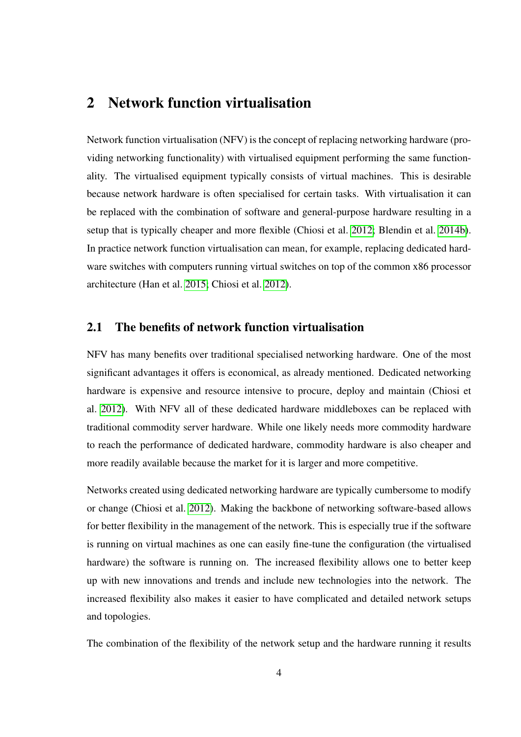## 2 Network function virtualisation

Network function virtualisation (NFV) is the concept of replacing networking hardware (providing networking functionality) with virtualised equipment performing the same functionality. The virtualised equipment typically consists of virtual machines. This is desirable because network hardware is often specialised for certain tasks. With virtualisation it can be replaced with the combination of software and general-purpose hardware resulting in a setup that is typically cheaper and more flexible (Chiosi et al. 2012; Blendin et al. 2014b). In practice network function virtualisation can mean, for example, replacing dedicated hardware switches with computers running virtual switches on top of the common x86 processor architecture (Han et al. 2015; Chiosi et al. 2012).

### 2.1 The benefits of network function virtualisation

NFV has many benefits over traditional specialised networking hardware. One of the most significant advantages it offers is economical, as already mentioned. Dedicated networking hardware is expensive and resource intensive to procure, deploy and maintain (Chiosi et al. 2012). With NFV all of these dedicated hardware middleboxes can be replaced with traditional commodity server hardware. While one likely needs more commodity hardware to reach the performance of dedicated hardware, commodity hardware is also cheaper and more readily available because the market for it is larger and more competitive.

Networks created using dedicated networking hardware are typically cumbersome to modify or change (Chiosi et al. 2012). Making the backbone of networking software-based allows for better flexibility in the management of the network. This is especially true if the software is running on virtual machines as one can easily fine-tune the configuration (the virtualised hardware) the software is running on. The increased flexibility allows one to better keep up with new innovations and trends and include new technologies into the network. The increased flexibility also makes it easier to have complicated and detailed network setups and topologies.

The combination of the flexibility of the network setup and the hardware running it results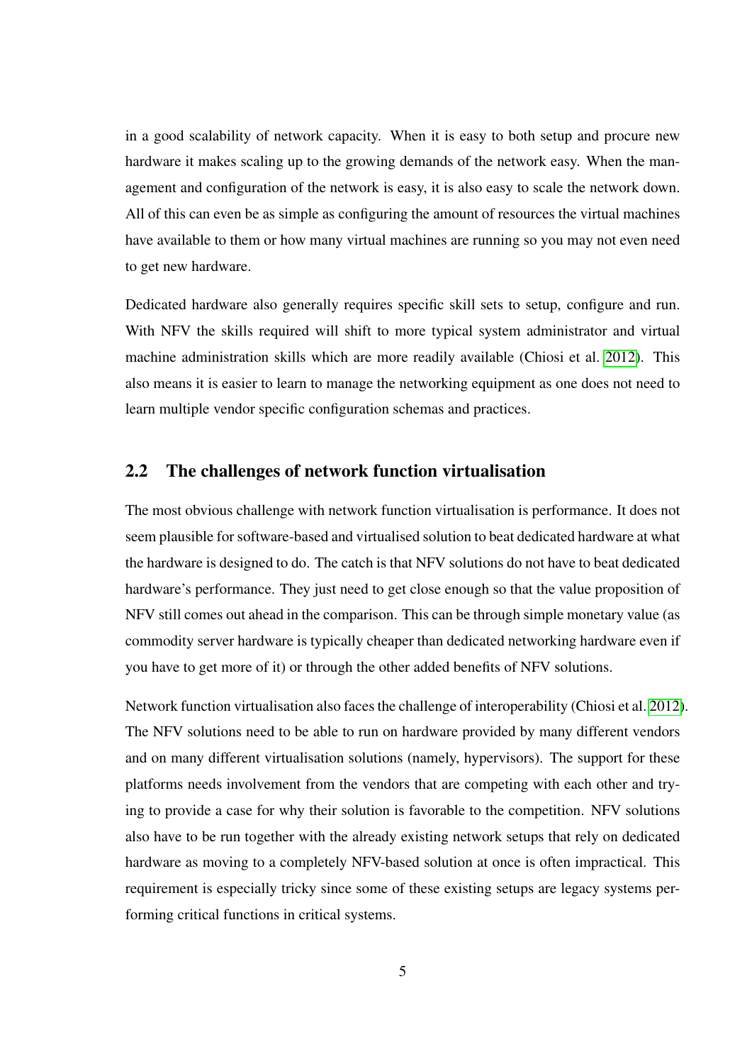in a good scalability of network capacity. When it is easy to both setup and procure new hardware it makes scaling up to the growing demands of the network easy. When the management and configuration of the network is easy, it is also easy to scale the network down. All of this can even be as simple as configuring the amount of resources the virtual machines have available to them or how many virtual machines are running so you may not even need to get new hardware.

Dedicated hardware also generally requires specific skill sets to setup, configure and run. With NFV the skills required will shift to more typical system administrator and virtual machine administration skills which are more readily available (Chiosi et al. 2012). This also means it is easier to learn to manage the networking equipment as one does not need to learn multiple vendor specific configuration schemas and practices.

## 2.2 The challenges of network function virtualisation

The most obvious challenge with network function virtualisation is performance. It does not seem plausible for software-based and virtualised solution to beat dedicated hardware at what the hardware is designed to do. The catch is that NFV solutions do not have to beat dedicated hardware's performance. They just need to get close enough so that the value proposition of NFV still comes out ahead in the comparison. This can be through simple monetary value (as commodity server hardware is typically cheaper than dedicated networking hardware even if you have to get more of it) or through the other added benefits of NFV solutions.

Network function virtualisation also faces the challenge of interoperability (Chiosi et al. 2012). The NFV solutions need to be able to run on hardware provided by many different vendors and on many different virtualisation solutions (namely, hypervisors). The support for these platforms needs involvement from the vendors that are competing with each other and trying to provide a case for why their solution is favorable to the competition. NFV solutions also have to be run together with the already existing network setups that rely on dedicated hardware as moving to a completely NFV-based solution at once is often impractical. This requirement is especially tricky since some of these existing setups are legacy systems performing critical functions in critical systems.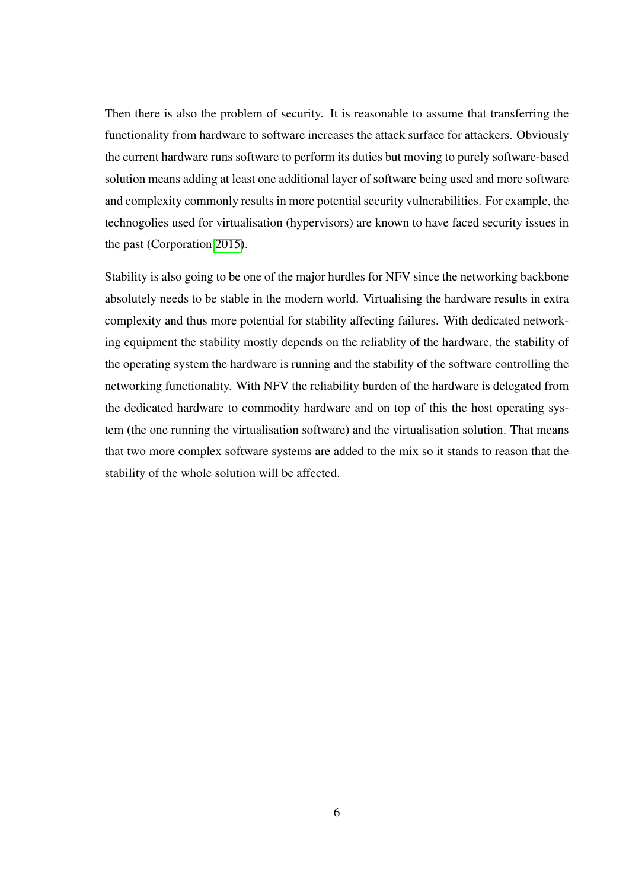Then there is also the problem of security. It is reasonable to assume that transferring the functionality from hardware to software increases the attack surface for attackers. Obviously the current hardware runs software to perform its duties but moving to purely software-based solution means adding at least one additional layer of software being used and more software and complexity commonly results in more potential security vulnerabilities. For example, the technogolies used for virtualisation (hypervisors) are known to have faced security issues in the past (Corporation 2015).

Stability is also going to be one of the major hurdles for NFV since the networking backbone absolutely needs to be stable in the modern world. Virtualising the hardware results in extra complexity and thus more potential for stability affecting failures. With dedicated networking equipment the stability mostly depends on the reliablity of the hardware, the stability of the operating system the hardware is running and the stability of the software controlling the networking functionality. With NFV the reliability burden of the hardware is delegated from the dedicated hardware to commodity hardware and on top of this the host operating system (the one running the virtualisation software) and the virtualisation solution. That means that two more complex software systems are added to the mix so it stands to reason that the stability of the whole solution will be affected.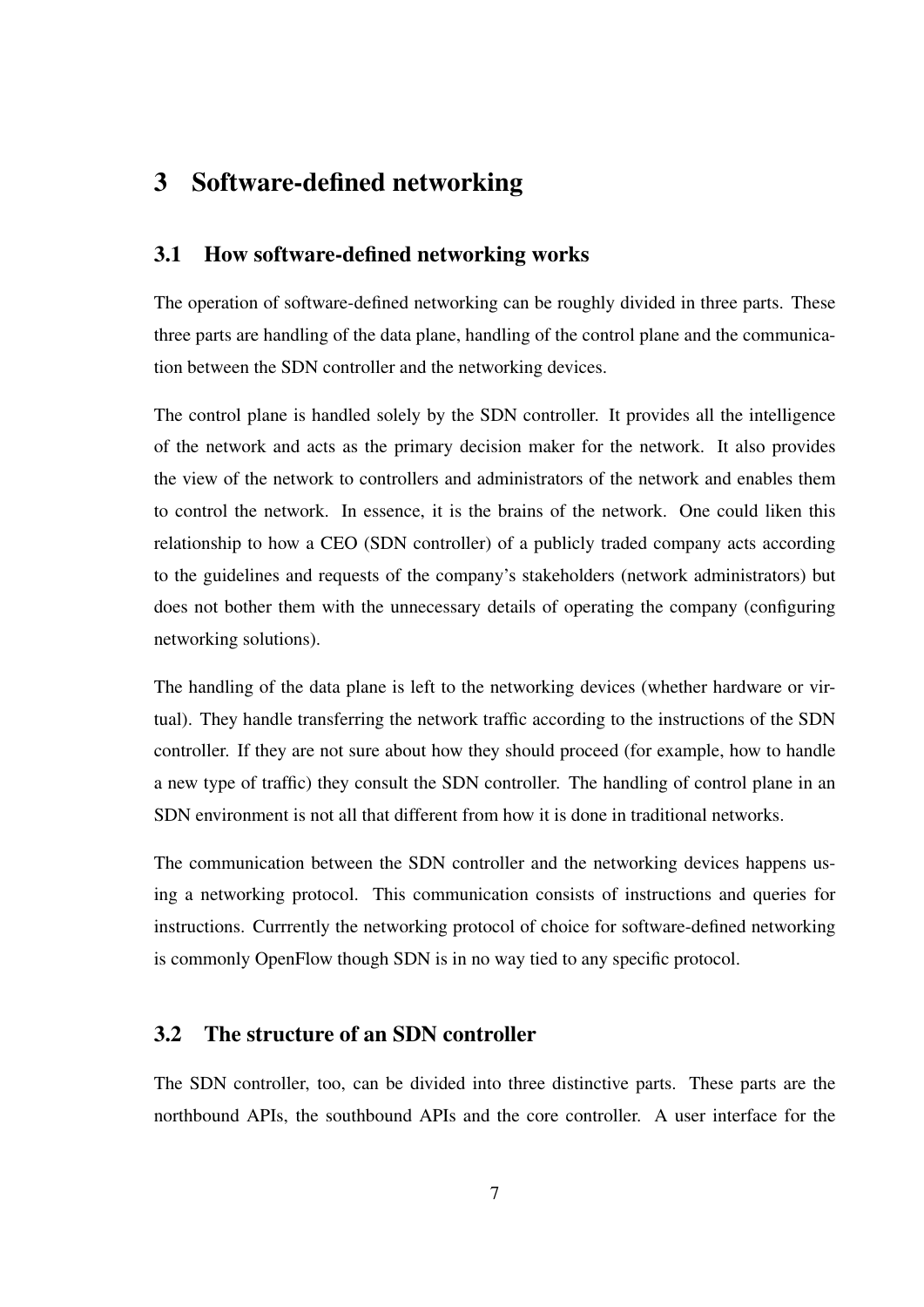# 3 Software-defined networking

## 3.1 How software-defined networking works

The operation of software-defined networking can be roughly divided in three parts. These three parts are handling of the data plane, handling of the control plane and the communication between the SDN controller and the networking devices.

The control plane is handled solely by the SDN controller. It provides all the intelligence of the network and acts as the primary decision maker for the network. It also provides the view of the network to controllers and administrators of the network and enables them to control the network. In essence, it is the brains of the network. One could liken this relationship to how a CEO (SDN controller) of a publicly traded company acts according to the guidelines and requests of the company's stakeholders (network administrators) but does not bother them with the unnecessary details of operating the company (configuring networking solutions).

The handling of the data plane is left to the networking devices (whether hardware or virtual). They handle transferring the network traffic according to the instructions of the SDN controller. If they are not sure about how they should proceed (for example, how to handle a new type of traffic) they consult the SDN controller. The handling of control plane in an SDN environment is not all that different from how it is done in traditional networks.

The communication between the SDN controller and the networking devices happens using a networking protocol. This communication consists of instructions and queries for instructions. Currrently the networking protocol of choice for software-defined networking is commonly OpenFlow though SDN is in no way tied to any specific protocol.

## 3.2 The structure of an SDN controller

The SDN controller, too, can be divided into three distinctive parts. These parts are the northbound APIs, the southbound APIs and the core controller. A user interface for the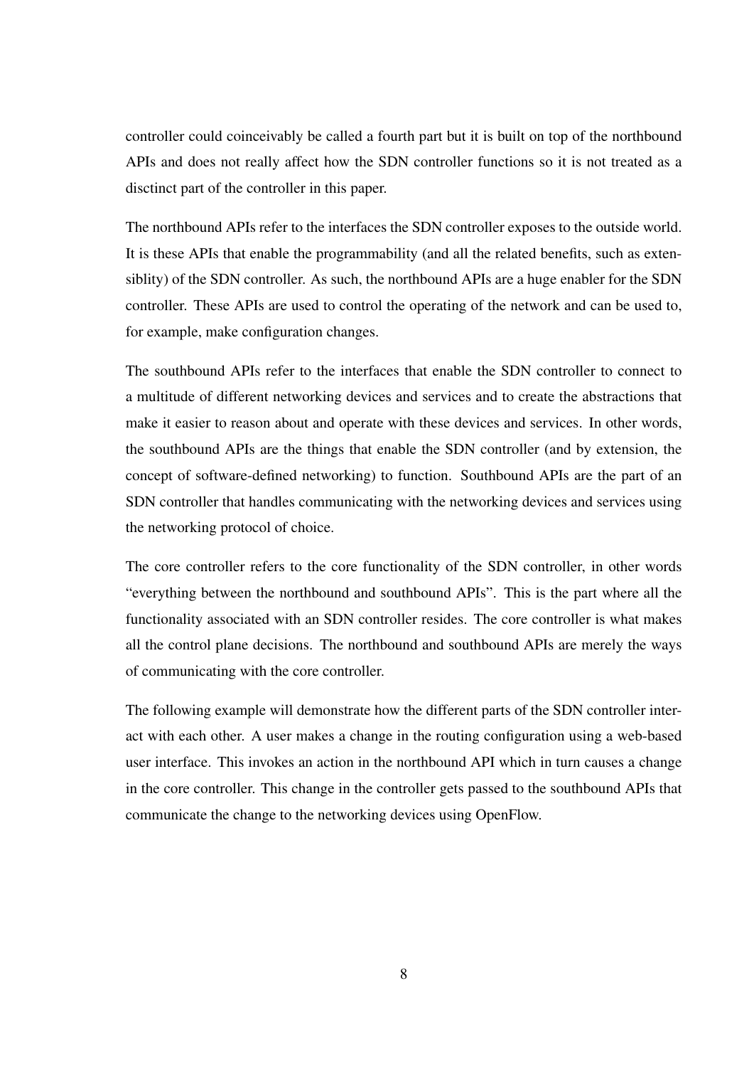controller could coinceivably be called a fourth part but it is built on top of the northbound APIs and does not really affect how the SDN controller functions so it is not treated as a disctinct part of the controller in this paper.

The northbound APIs refer to the interfaces the SDN controller exposes to the outside world. It is these APIs that enable the programmability (and all the related benefits, such as extensiblity) of the SDN controller. As such, the northbound APIs are a huge enabler for the SDN controller. These APIs are used to control the operating of the network and can be used to, for example, make configuration changes.

The southbound APIs refer to the interfaces that enable the SDN controller to connect to a multitude of different networking devices and services and to create the abstractions that make it easier to reason about and operate with these devices and services. In other words, the southbound APIs are the things that enable the SDN controller (and by extension, the concept of software-defined networking) to function. Southbound APIs are the part of an SDN controller that handles communicating with the networking devices and services using the networking protocol of choice.

The core controller refers to the core functionality of the SDN controller, in other words "everything between the northbound and southbound APIs". This is the part where all the functionality associated with an SDN controller resides. The core controller is what makes all the control plane decisions. The northbound and southbound APIs are merely the ways of communicating with the core controller.

The following example will demonstrate how the different parts of the SDN controller interact with each other. A user makes a change in the routing configuration using a web-based user interface. This invokes an action in the northbound API which in turn causes a change in the core controller. This change in the controller gets passed to the southbound APIs that communicate the change to the networking devices using OpenFlow.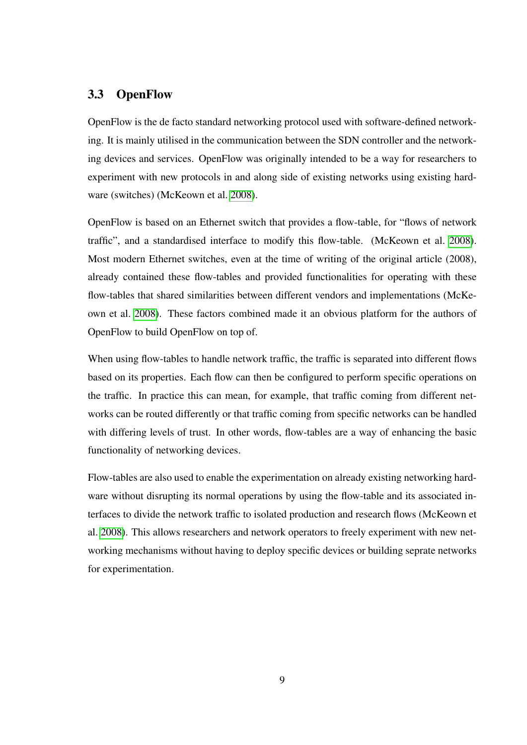## 3.3 OpenFlow

OpenFlow is the de facto standard networking protocol used with software-defined networking. It is mainly utilised in the communication between the SDN controller and the networking devices and services. OpenFlow was originally intended to be a way for researchers to experiment with new protocols in and along side of existing networks using existing hardware (switches) (McKeown et al. 2008).

OpenFlow is based on an Ethernet switch that provides a flow-table, for "flows of network traffic", and a standardised interface to modify this flow-table. (McKeown et al. 2008). Most modern Ethernet switches, even at the time of writing of the original article (2008), already contained these flow-tables and provided functionalities for operating with these flow-tables that shared similarities between different vendors and implementations (McKeown et al. 2008). These factors combined made it an obvious platform for the authors of OpenFlow to build OpenFlow on top of.

When using flow-tables to handle network traffic, the traffic is separated into different flows based on its properties. Each flow can then be configured to perform specific operations on the traffic. In practice this can mean, for example, that traffic coming from different networks can be routed differently or that traffic coming from specific networks can be handled with differing levels of trust. In other words, flow-tables are a way of enhancing the basic functionality of networking devices.

Flow-tables are also used to enable the experimentation on already existing networking hardware without disrupting its normal operations by using the flow-table and its associated interfaces to divide the network traffic to isolated production and research flows (McKeown et al. 2008). This allows researchers and network operators to freely experiment with new networking mechanisms without having to deploy specific devices or building seprate networks for experimentation.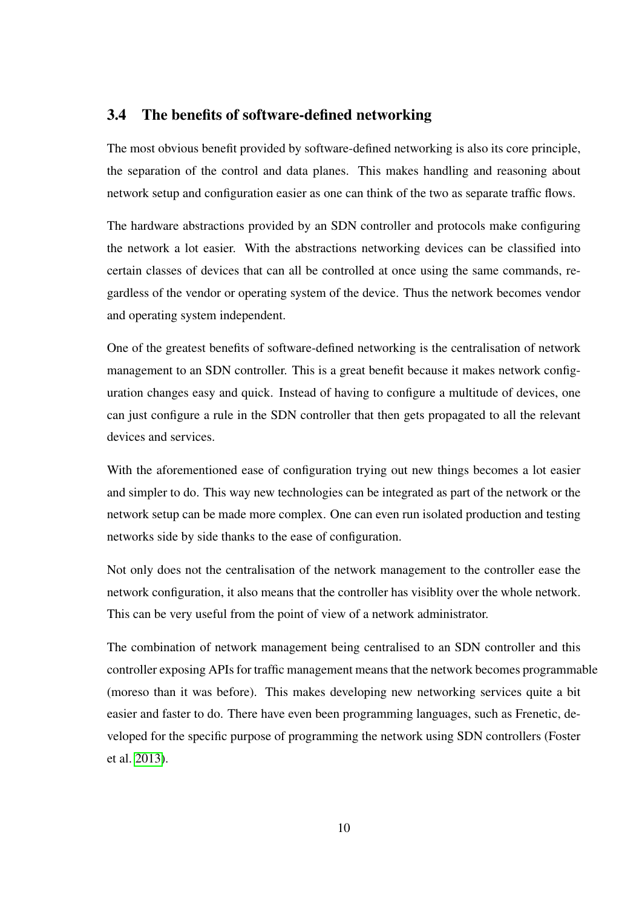## 3.4 The benefits of software-defined networking

The most obvious benefit provided by software-defined networking is also its core principle, the separation of the control and data planes. This makes handling and reasoning about network setup and configuration easier as one can think of the two as separate traffic flows.

The hardware abstractions provided by an SDN controller and protocols make configuring the network a lot easier. With the abstractions networking devices can be classified into certain classes of devices that can all be controlled at once using the same commands, regardless of the vendor or operating system of the device. Thus the network becomes vendor and operating system independent.

One of the greatest benefits of software-defined networking is the centralisation of network management to an SDN controller. This is a great benefit because it makes network configuration changes easy and quick. Instead of having to configure a multitude of devices, one can just configure a rule in the SDN controller that then gets propagated to all the relevant devices and services.

With the aforementioned ease of configuration trying out new things becomes a lot easier and simpler to do. This way new technologies can be integrated as part of the network or the network setup can be made more complex. One can even run isolated production and testing networks side by side thanks to the ease of configuration.

Not only does not the centralisation of the network management to the controller ease the network configuration, it also means that the controller has visiblity over the whole network. This can be very useful from the point of view of a network administrator.

The combination of network management being centralised to an SDN controller and this controller exposing APIs for traffic management means that the network becomes programmable (moreso than it was before). This makes developing new networking services quite a bit easier and faster to do. There have even been programming languages, such as Frenetic, developed for the specific purpose of programming the network using SDN controllers (Foster et al. 2013).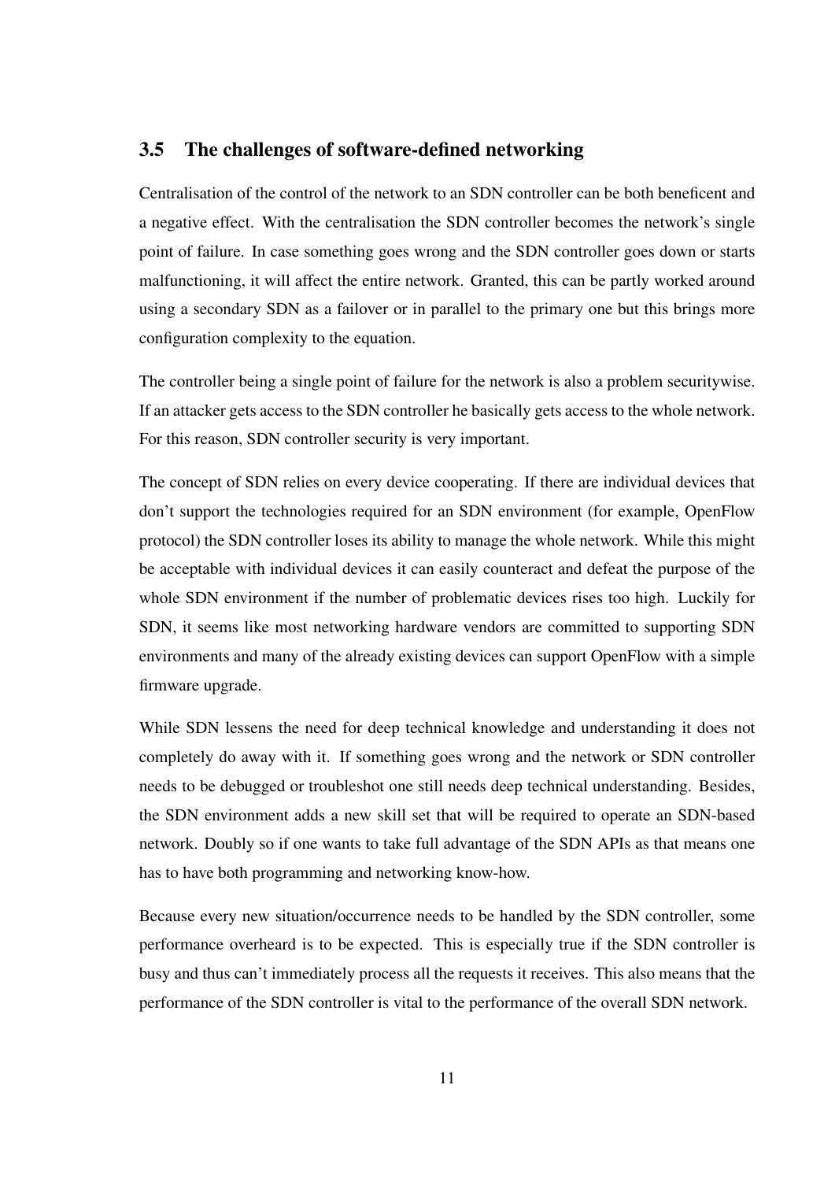## 3.5 The challenges of software-defined networking

Centralisation of the control of the network to an SDN controller can be both beneficent and a negative effect. With the centralisation the SDN controller becomes the network's single point of failure. In case something goes wrong and the SDN controller goes down or starts malfunctioning, it will affect the entire network. Granted, this can be partly worked around using a secondary SDN as a failover or in parallel to the primary one but this brings more configuration complexity to the equation.

The controller being a single point of failure for the network is also a problem securitywise. If an attacker gets access to the SDN controller he basically gets access to the whole network. For this reason, SDN controller security is very important.

The concept of SDN relies on every device cooperating. If there are individual devices that don't support the technologies required for an SDN environment (for example, OpenFlow protocol) the SDN controller loses its ability to manage the whole network. While this might be acceptable with individual devices it can easily counteract and defeat the purpose of the whole SDN environment if the number of problematic devices rises too high. Luckily for SDN, it seems like most networking hardware vendors are committed to supporting SDN environments and many of the already existing devices can support OpenFlow with a simple firmware upgrade.

While SDN lessens the need for deep technical knowledge and understanding it does not completely do away with it. If something goes wrong and the network or SDN controller needs to be debugged or troubleshot one still needs deep technical understanding. Besides, the SDN environment adds a new skill set that will be required to operate an SDN-based network. Doubly so if one wants to take full advantage of the SDN APIs as that means one has to have both programming and networking know-how.

Because every new situation/occurrence needs to be handled by the SDN controller, some performance overheard is to be expected. This is especially true if the SDN controller is busy and thus can't immediately process all the requests it receives. This also means that the performance of the SDN controller is vital to the performance of the overall SDN network.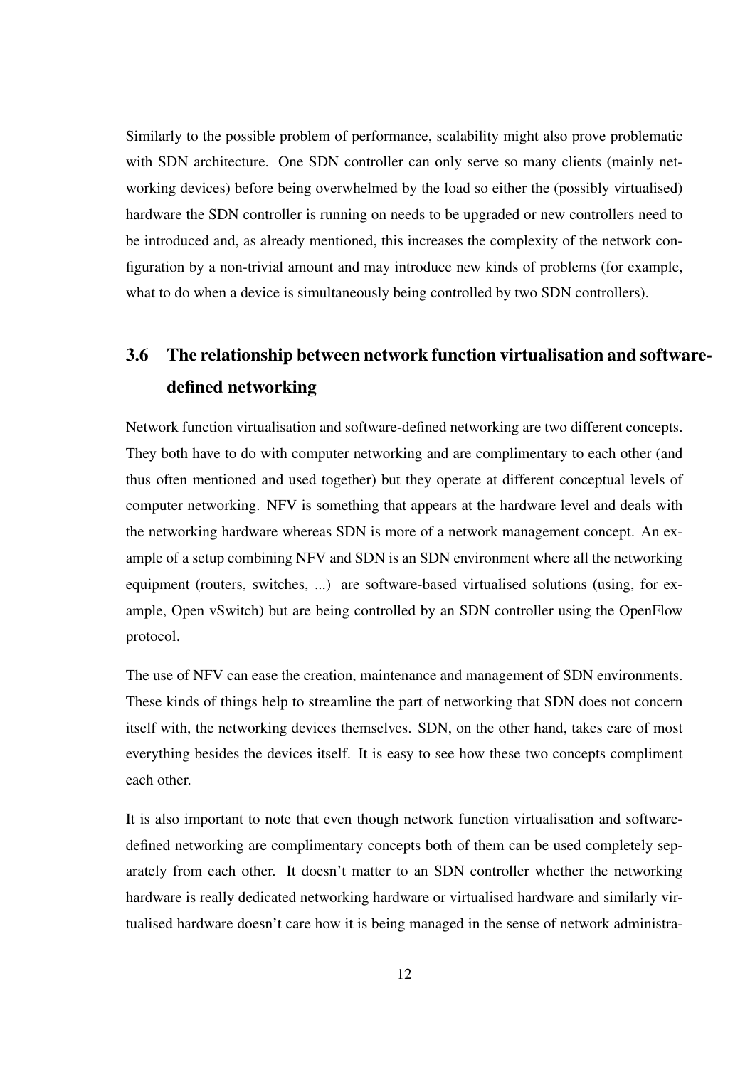Similarly to the possible problem of performance, scalability might also prove problematic with SDN architecture. One SDN controller can only serve so many clients (mainly networking devices) before being overwhelmed by the load so either the (possibly virtualised) hardware the SDN controller is running on needs to be upgraded or new controllers need to be introduced and, as already mentioned, this increases the complexity of the network configuration by a non-trivial amount and may introduce new kinds of problems (for example, what to do when a device is simultaneously being controlled by two SDN controllers).

## 3.6 The relationship between network function virtualisation and software-defined networking

Network function virtualisation and software-defined networking are two different concepts. They both have to do with computer networking and are complimentary to each other (and thus often mentioned and used together) but they operate at different conceptual levels of computer networking. NFV is something that appears at the hardware level and deals with the networking hardware whereas SDN is more of a network management concept. An example of a setup combining NFV and SDN is an SDN environment where all the networking equipment (routers, switches, ...) are software-based virtualised solutions (using, for example, Open vSwitch) but are being controlled by an SDN controller using the OpenFlow protocol.

The use of NFV can ease the creation, maintenance and management of SDN environments. These kinds of things help to streamline the part of networking that SDN does not concern itself with, the networking devices themselves. SDN, on the other hand, takes care of most everything besides the devices itself. It is easy to see how these two concepts compliment each other.

It is also important to note that even though network function virtualisation and software-defined networking are complimentary concepts both of them can be used completely separately from each other. It doesn't matter to an SDN controller whether the networking hardware is really dedicated networking hardware or virtualised hardware and similarly virtualised hardware doesn't care how it is being managed in the sense of network administra-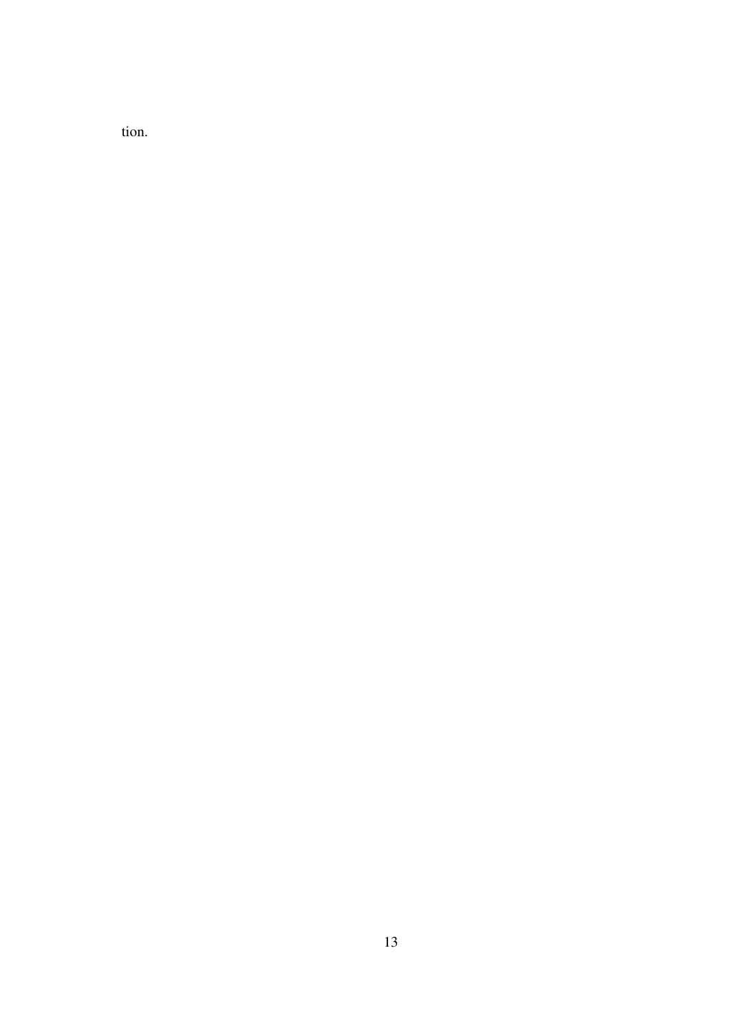tion.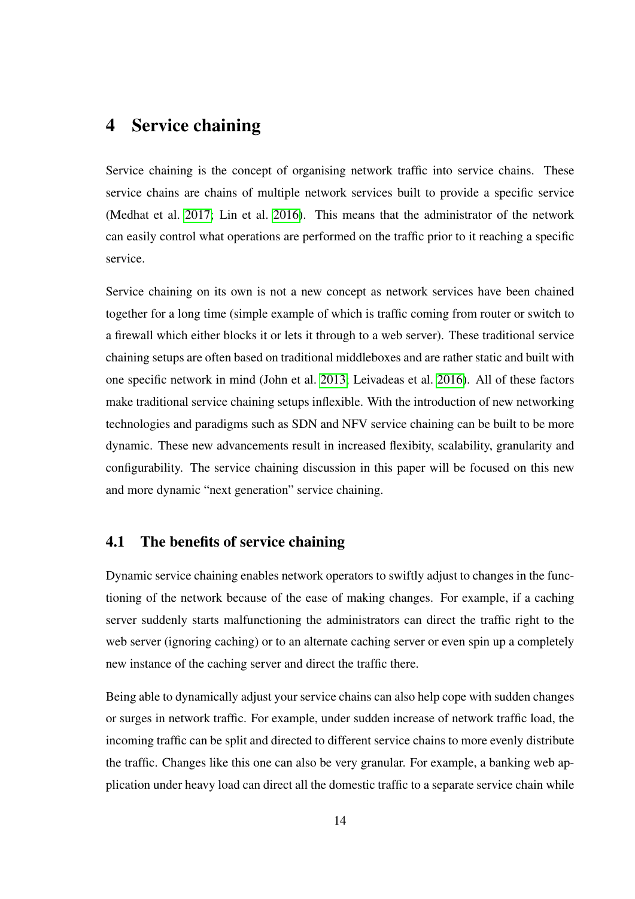# 4 Service chaining

Service chaining is the concept of organising network traffic into service chains. These service chains are chains of multiple network services built to provide a specific service (Medhat et al. 2017; Lin et al. 2016). This means that the administrator of the network can easily control what operations are performed on the traffic prior to it reaching a specific service.

Service chaining on its own is not a new concept as network services have been chained together for a long time (simple example of which is traffic coming from router or switch to a firewall which either blocks it or lets it through to a web server). These traditional service chaining setups are often based on traditional middleboxes and are rather static and built with one specific network in mind (John et al. 2013; Leivadeas et al. 2016). All of these factors make traditional service chaining setups inflexible. With the introduction of new networking technologies and paradigms such as SDN and NFV service chaining can be built to be more dynamic. These new advancements result in increased flexibity, scalability, granularity and configurability. The service chaining discussion in this paper will be focused on this new and more dynamic "next generation" service chaining.

## 4.1 The benefits of service chaining

Dynamic service chaining enables network operators to swiftly adjust to changes in the functioning of the network because of the ease of making changes. For example, if a caching server suddenly starts malfunctioning the administrators can direct the traffic right to the web server (ignoring caching) or to an alternate caching server or even spin up a completely new instance of the caching server and direct the traffic there.

Being able to dynamically adjust your service chains can also help cope with sudden changes or surges in network traffic. For example, under sudden increase of network traffic load, the incoming traffic can be split and directed to different service chains to more evenly distribute the traffic. Changes like this one can also be very granular. For example, a banking web application under heavy load can direct all the domestic traffic to a separate service chain while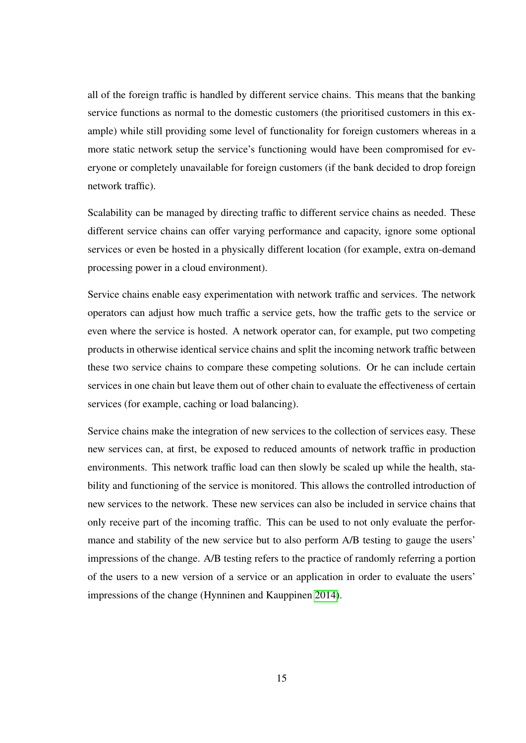all of the foreign traffic is handled by different service chains. This means that the banking service functions as normal to the domestic customers (the prioritised customers in this example) while still providing some level of functionality for foreign customers whereas in a more static network setup the service's functioning would have been compromised for everyone or completely unavailable for foreign customers (if the bank decided to drop foreign network traffic).

Scalability can be managed by directing traffic to different service chains as needed. These different service chains can offer varying performance and capacity, ignore some optional services or even be hosted in a physically different location (for example, extra on-demand processing power in a cloud environment).

Service chains enable easy experimentation with network traffic and services. The network operators can adjust how much traffic a service gets, how the traffic gets to the service or even where the service is hosted. A network operator can, for example, put two competing products in otherwise identical service chains and split the incoming network traffic between these two service chains to compare these competing solutions. Or he can include certain services in one chain but leave them out of other chain to evaluate the effectiveness of certain services (for example, caching or load balancing).

Service chains make the integration of new services to the collection of services easy. These new services can, at first, be exposed to reduced amounts of network traffic in production environments. This network traffic load can then slowly be scaled up while the health, stability and functioning of the service is monitored. This allows the controlled introduction of new services to the network. These new services can also be included in service chains that only receive part of the incoming traffic. This can be used to not only evaluate the performance and stability of the new service but to also perform A/B testing to gauge the users' impressions of the change. A/B testing refers to the practice of randomly referring a portion of the users to a new version of a service or an application in order to evaluate the users' impressions of the change (Hynninen and Kauppinen 2014).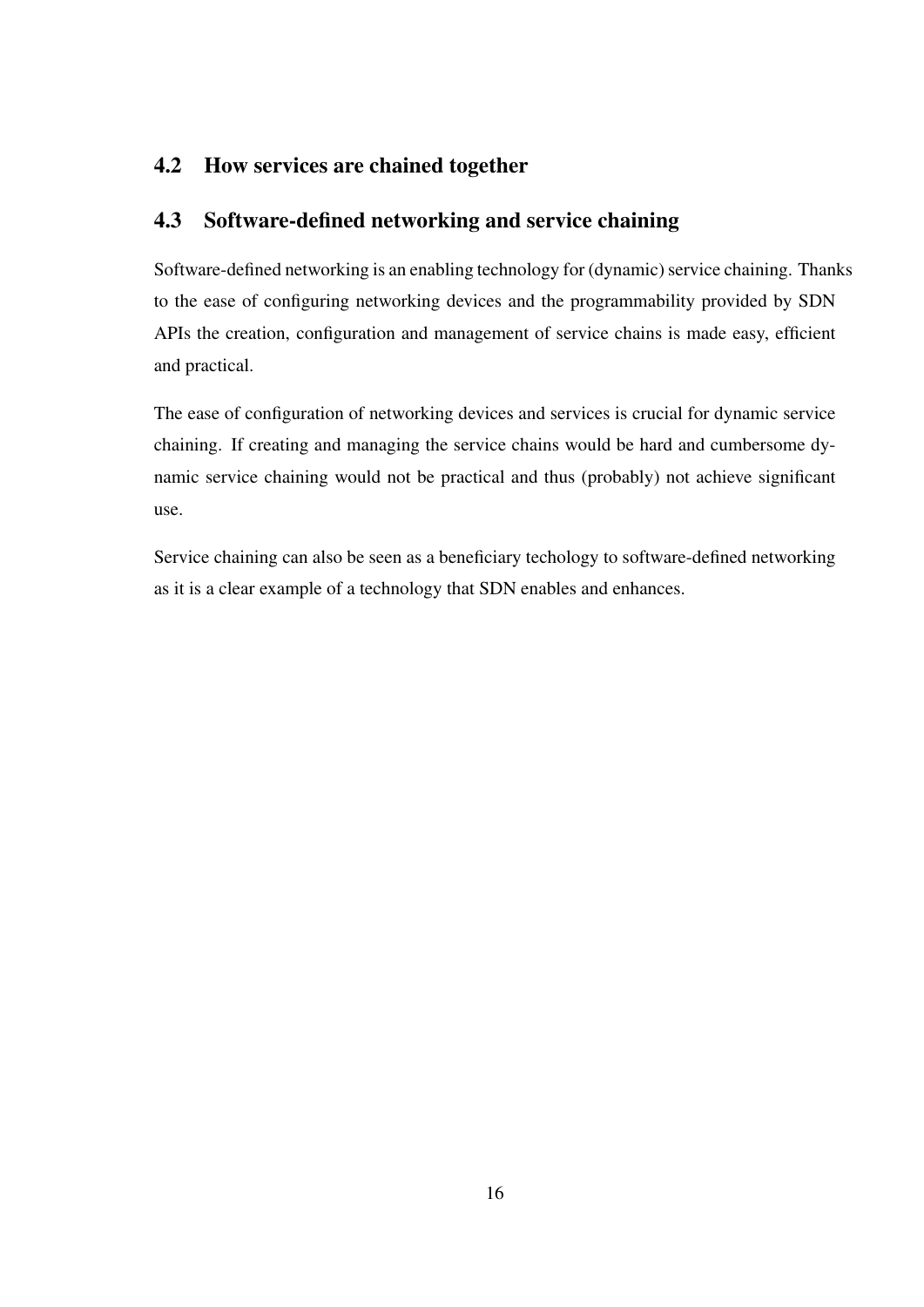## 4.2 How services are chained together

## 4.3 Software-defined networking and service chaining

Software-defined networking is an enabling technology for (dynamic) service chaining. Thanks to the ease of configuring networking devices and the programmability provided by SDN APIs the creation, configuration and management of service chains is made easy, efficient and practical.

The ease of configuration of networking devices and services is crucial for dynamic service chaining. If creating and managing the service chains would be hard and cumbersome dynamic service chaining would not be practical and thus (probably) not achieve significant use.

Service chaining can also be seen as a beneficiary techology to software-defined networking as it is a clear example of a technology that SDN enables and enhances.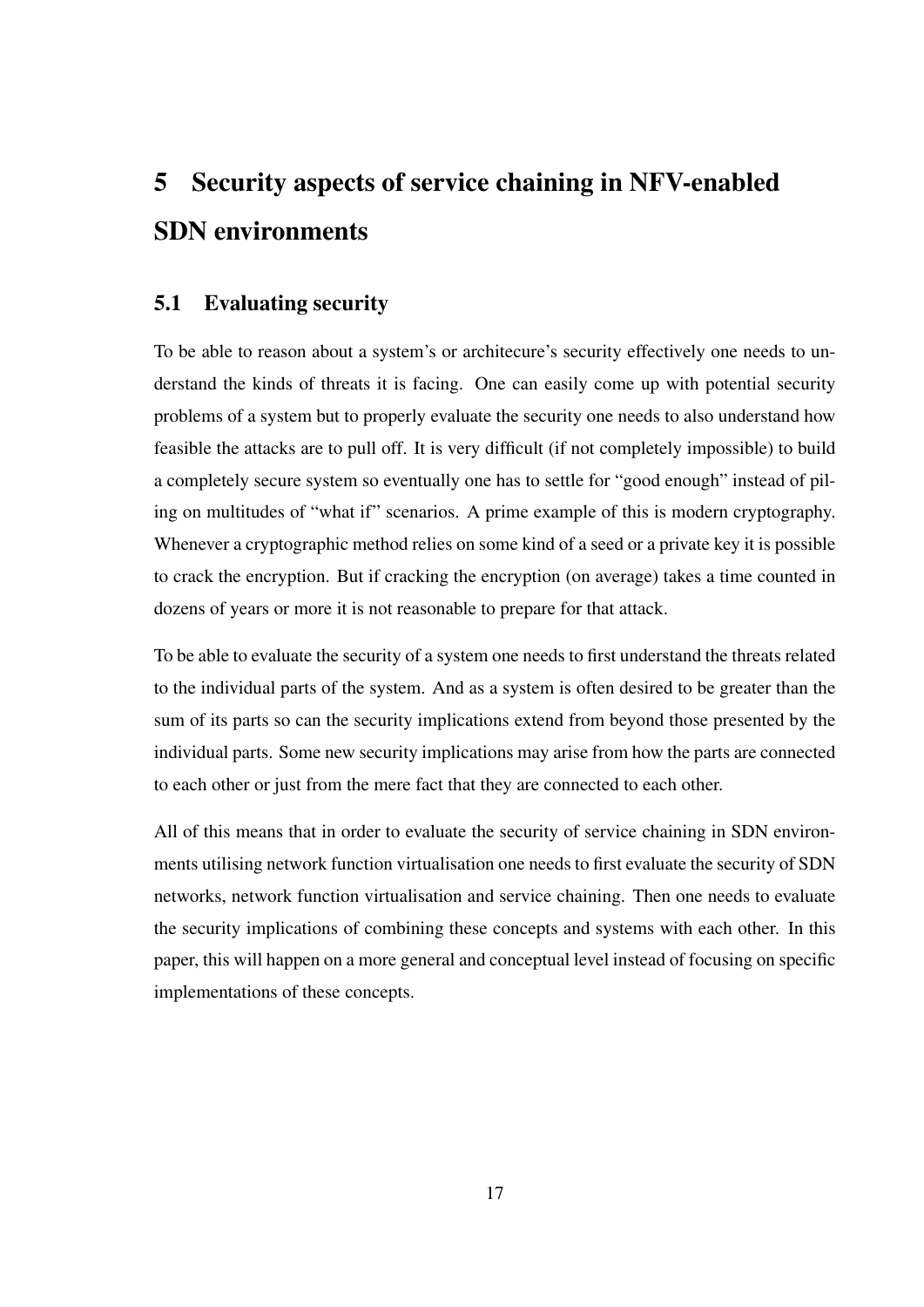# 5 Security aspects of service chaining in NFV-enabled SDN environments

## 5.1 Evaluating security

To be able to reason about a system's or architecure's security effectively one needs to understand the kinds of threats it is facing. One can easily come up with potential security problems of a system but to properly evaluate the security one needs to also understand how feasible the attacks are to pull off. It is very difficult (if not completely impossible) to build a completely secure system so eventually one has to settle for "good enough" instead of piling on multitudes of "what if" scenarios. A prime example of this is modern cryptography. Whenever a cryptographic method relies on some kind of a seed or a private key it is possible to crack the encryption. But if cracking the encryption (on average) takes a time counted in dozens of years or more it is not reasonable to prepare for that attack.

To be able to evaluate the security of a system one needs to first understand the threats related to the individual parts of the system. And as a system is often desired to be greater than the sum of its parts so can the security implications extend from beyond those presented by the individual parts. Some new security implications may arise from how the parts are connected to each other or just from the mere fact that they are connected to each other.

All of this means that in order to evaluate the security of service chaining in SDN environments utilising network function virtualisation one needs to first evaluate the security of SDN networks, network function virtualisation and service chaining. Then one needs to evaluate the security implications of combining these concepts and systems with each other. In this paper, this will happen on a more general and conceptual level instead of focusing on specific implementations of these concepts.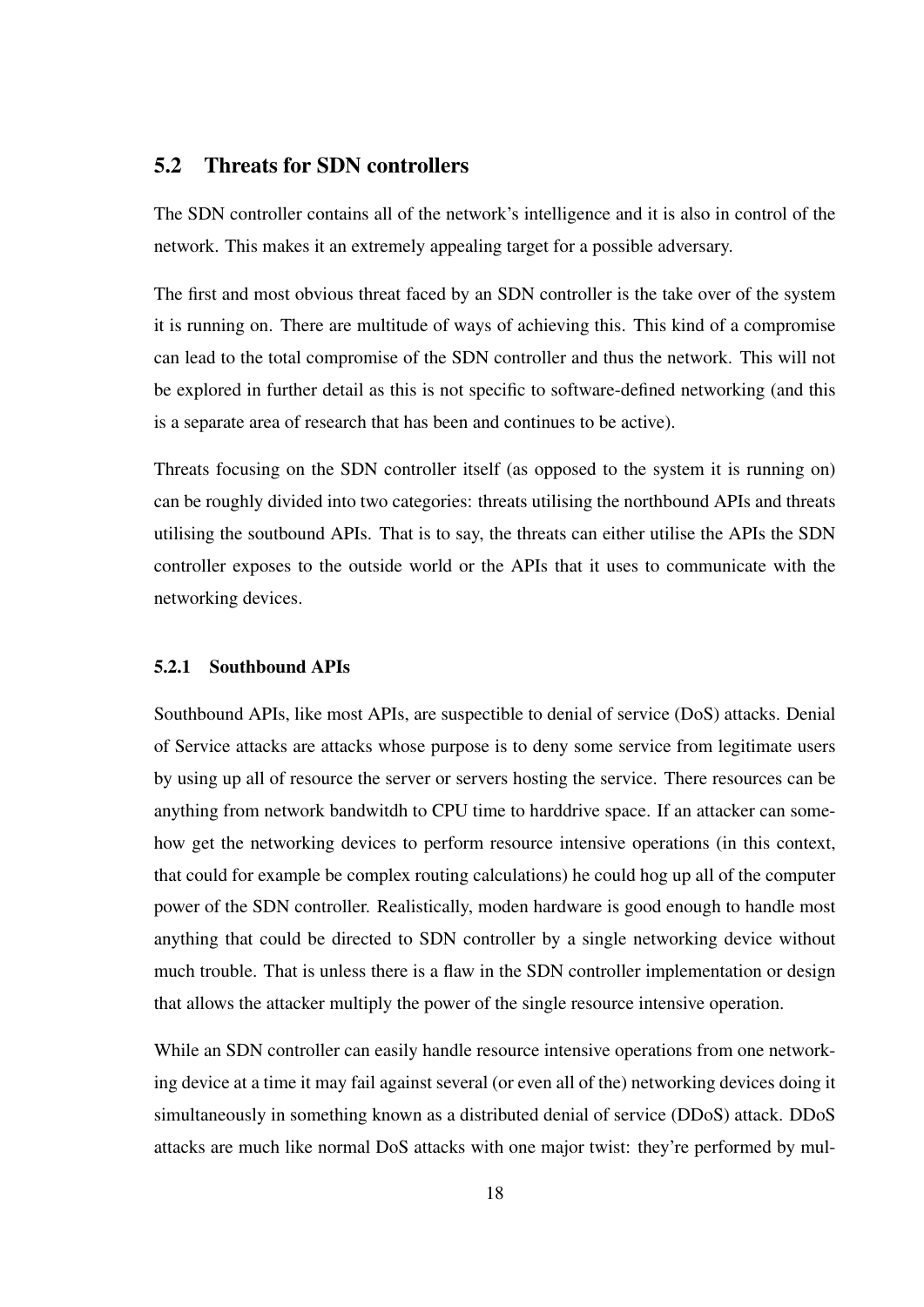## 5.2 Threats for SDN controllers

The SDN controller contains all of the network's intelligence and it is also in control of the network. This makes it an extremely appealing target for a possible adversary.

The first and most obvious threat faced by an SDN controller is the take over of the system it is running on. There are multitude of ways of achieving this. This kind of a compromise can lead to the total compromise of the SDN controller and thus the network. This will not be explored in further detail as this is not specific to software-defined networking (and this is a separate area of research that has been and continues to be active).

Threats focusing on the SDN controller itself (as opposed to the system it is running on) can be roughly divided into two categories: threats utilising the northbound APIs and threats utilising the soutbound APIs. That is to say, the threats can either utilise the APIs the SDN controller exposes to the outside world or the APIs that it uses to communicate with the networking devices.

### 5.2.1 Southbound APIs

Southbound APIs, like most APIs, are suspectible to denial of service (DoS) attacks. Denial of Service attacks are attacks whose purpose is to deny some service from legitimate users by using up all of resource the server or servers hosting the service. There resources can be anything from network bandwitdh to CPU time to harddrive space. If an attacker can somehow get the networking devices to perform resource intensive operations (in this context, that could for example be complex routing calculations) he could hog up all of the computer power of the SDN controller. Realistically, moden hardware is good enough to handle most anything that could be directed to SDN controller by a single networking device without much trouble. That is unless there is a flaw in the SDN controller implementation or design that allows the attacker multiply the power of the single resource intensive operation.

While an SDN controller can easily handle resource intensive operations from one networking device at a time it may fail against several (or even all of the) networking devices doing it simultaneously in something known as a distributed denial of service (DDoS) attack. DDoS attacks are much like normal DoS attacks with one major twist: they're performed by mul-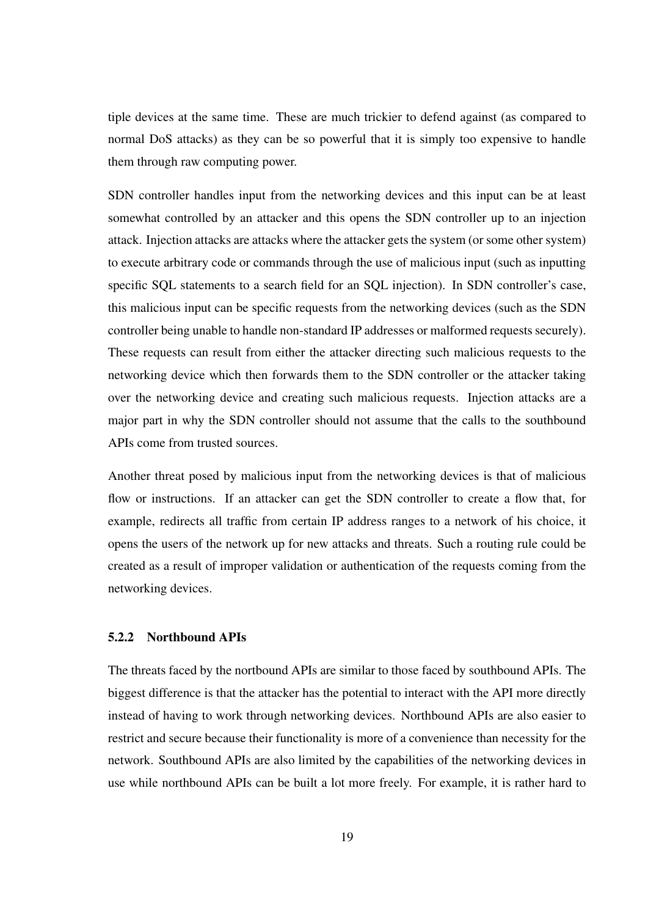tiple devices at the same time. These are much trickier to defend against (as compared to normal DoS attacks) as they can be so powerful that it is simply too expensive to handle them through raw computing power.

SDN controller handles input from the networking devices and this input can be at least somewhat controlled by an attacker and this opens the SDN controller up to an injection attack. Injection attacks are attacks where the attacker gets the system (or some other system) to execute arbitrary code or commands through the use of malicious input (such as inputting specific SQL statements to a search field for an SQL injection). In SDN controller's case, this malicious input can be specific requests from the networking devices (such as the SDN controller being unable to handle non-standard IP addresses or malformed requests securely). These requests can result from either the attacker directing such malicious requests to the networking device which then forwards them to the SDN controller or the attacker taking over the networking device and creating such malicious requests. Injection attacks are a major part in why the SDN controller should not assume that the calls to the southbound APIs come from trusted sources.

Another threat posed by malicious input from the networking devices is that of malicious flow or instructions. If an attacker can get the SDN controller to create a flow that, for example, redirects all traffic from certain IP address ranges to a network of his choice, it opens the users of the network up for new attacks and threats. Such a routing rule could be created as a result of improper validation or authentication of the requests coming from the networking devices.

### 5.2.2 Northbound APIs

The threats faced by the nortbound APIs are similar to those faced by southbound APIs. The biggest difference is that the attacker has the potential to interact with the API more directly instead of having to work through networking devices. Northbound APIs are also easier to restrict and secure because their functionality is more of a convenience than necessity for the network. Southbound APIs are also limited by the capabilities of the networking devices in use while northbound APIs can be built a lot more freely. For example, it is rather hard to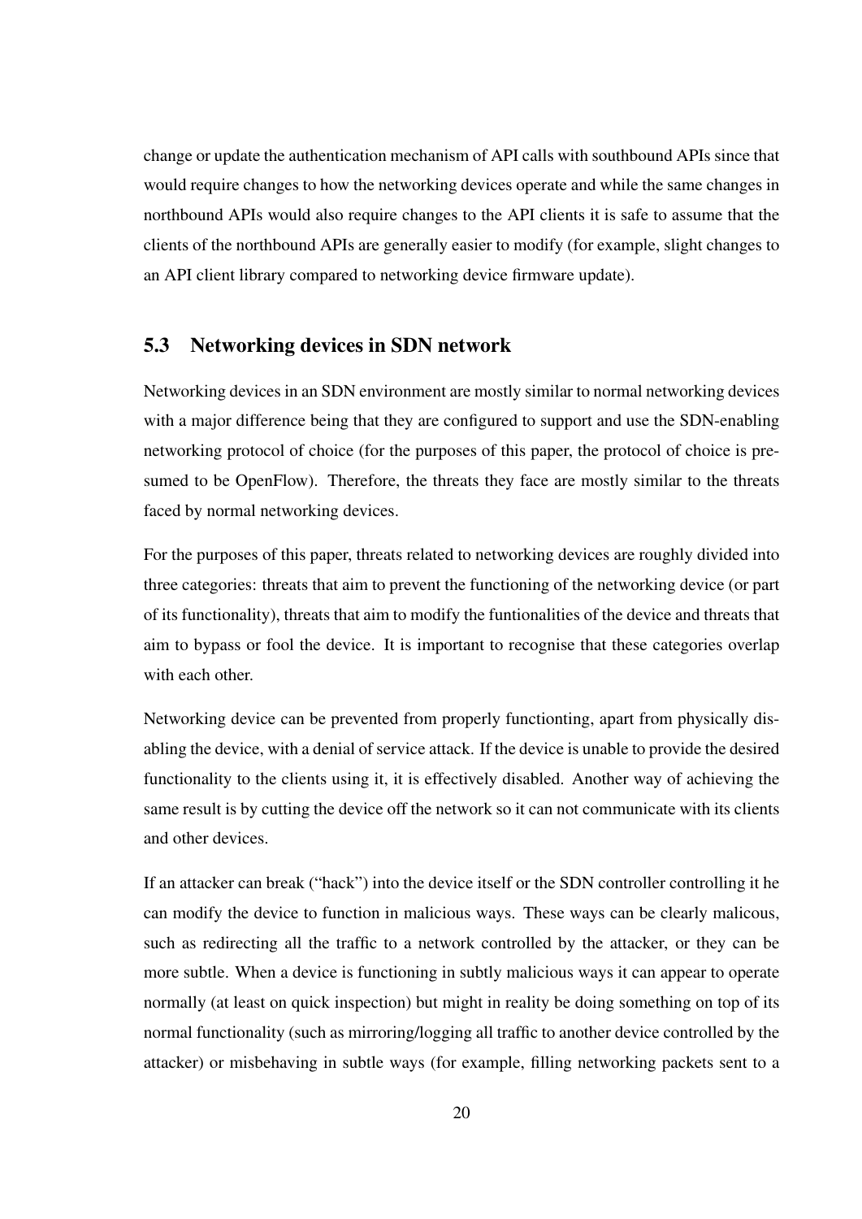change or update the authentication mechanism of API calls with southbound APIs since that would require changes to how the networking devices operate and while the same changes in northbound APIs would also require changes to the API clients it is safe to assume that the clients of the northbound APIs are generally easier to modify (for example, slight changes to an API client library compared to networking device firmware update).

## 5.3 Networking devices in SDN network

Networking devices in an SDN environment are mostly similar to normal networking devices with a major difference being that they are configured to support and use the SDN-enabling networking protocol of choice (for the purposes of this paper, the protocol of choice is presumed to be OpenFlow). Therefore, the threats they face are mostly similar to the threats faced by normal networking devices.

For the purposes of this paper, threats related to networking devices are roughly divided into three categories: threats that aim to prevent the functioning of the networking device (or part of its functionality), threats that aim to modify the funtionalities of the device and threats that aim to bypass or fool the device. It is important to recognise that these categories overlap with each other.

Networking device can be prevented from properly functionting, apart from physically disabling the device, with a denial of service attack. If the device is unable to provide the desired functionality to the clients using it, it is effectively disabled. Another way of achieving the same result is by cutting the device off the network so it can not communicate with its clients and other devices.

If an attacker can break ("hack") into the device itself or the SDN controller controlling it he can modify the device to function in malicious ways. These ways can be clearly malicous, such as redirecting all the traffic to a network controlled by the attacker, or they can be more subtle. When a device is functioning in subtly malicious ways it can appear to operate normally (at least on quick inspection) but might in reality be doing something on top of its normal functionality (such as mirroring/logging all traffic to another device controlled by the attacker) or misbehaving in subtle ways (for example, filling networking packets sent to a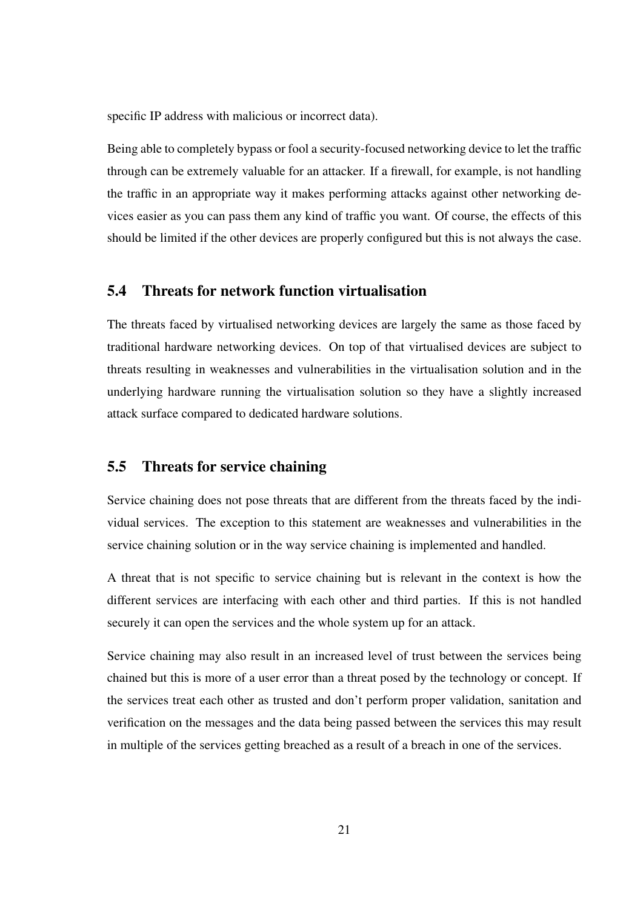specific IP address with malicious or incorrect data).

Being able to completely bypass or fool a security-focused networking device to let the traffic through can be extremely valuable for an attacker. If a firewall, for example, is not handling the traffic in an appropriate way it makes performing attacks against other networking devices easier as you can pass them any kind of traffic you want. Of course, the effects of this should be limited if the other devices are properly configured but this is not always the case.

## 5.4 Threats for network function virtualisation

The threats faced by virtualised networking devices are largely the same as those faced by traditional hardware networking devices. On top of that virtualised devices are subject to threats resulting in weaknesses and vulnerabilities in the virtualisation solution and in the underlying hardware running the virtualisation solution so they have a slightly increased attack surface compared to dedicated hardware solutions.

## 5.5 Threats for service chaining

Service chaining does not pose threats that are different from the threats faced by the individual services. The exception to this statement are weaknesses and vulnerabilities in the service chaining solution or in the way service chaining is implemented and handled.

A threat that is not specific to service chaining but is relevant in the context is how the different services are interfacing with each other and third parties. If this is not handled securely it can open the services and the whole system up for an attack.

Service chaining may also result in an increased level of trust between the services being chained but this is more of a user error than a threat posed by the technology or concept. If the services treat each other as trusted and don't perform proper validation, sanitation and verification on the messages and the data being passed between the services this may result in multiple of the services getting breached as a result of a breach in one of the services.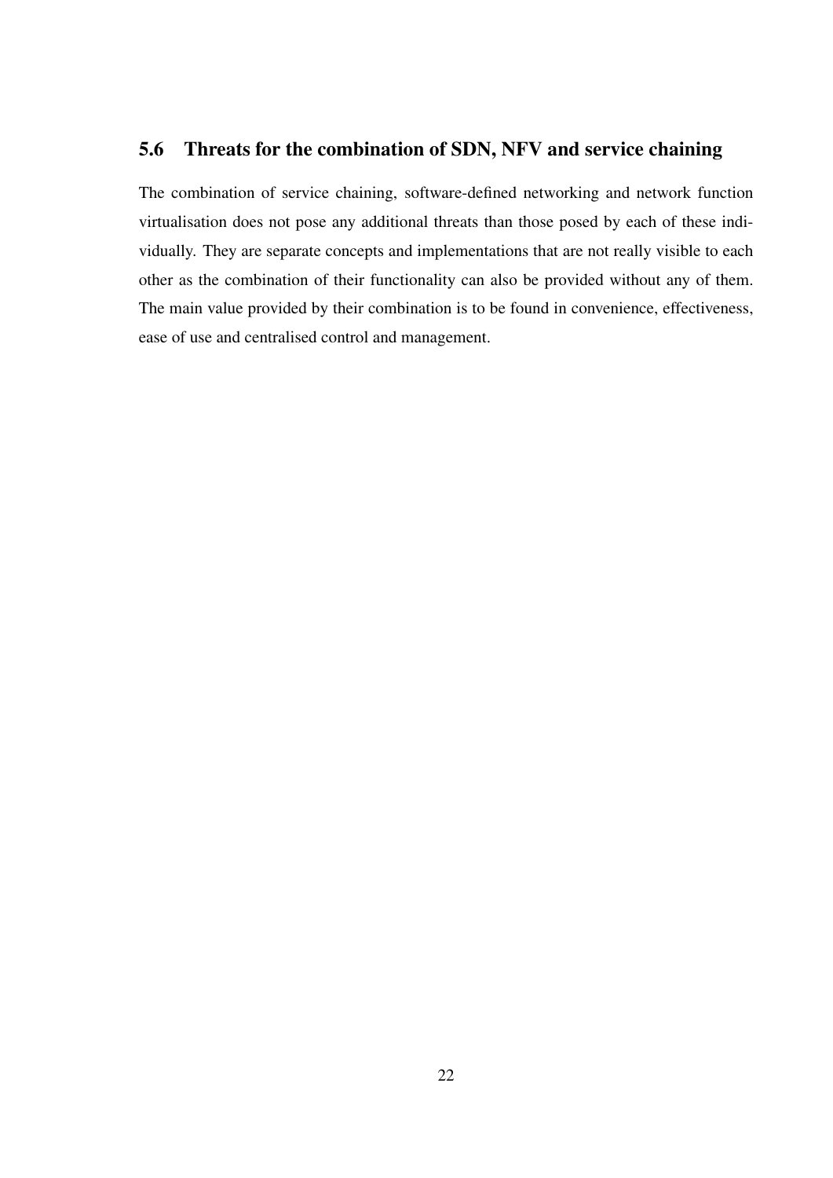## 5.6 Threats for the combination of SDN, NFV and service chaining

The combination of service chaining, software-defined networking and network function virtualisation does not pose any additional threats than those posed by each of these individually. They are separate concepts and implementations that are not really visible to each other as the combination of their functionality can also be provided without any of them. The main value provided by their combination is to be found in convenience, effectiveness, ease of use and centralised control and management.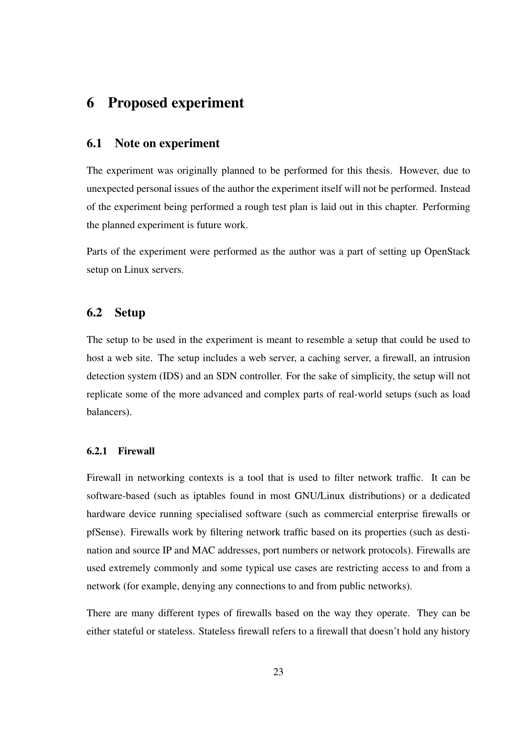# 6 Proposed experiment

## 6.1 Note on experiment

The experiment was originally planned to be performed for this thesis. However, due to unexpected personal issues of the author the experiment itself will not be performed. Instead of the experiment being performed a rough test plan is laid out in this chapter. Performing the planned experiment is future work.

Parts of the experiment were performed as the author was a part of setting up OpenStack setup on Linux servers.

## 6.2 Setup

The setup to be used in the experiment is meant to resemble a setup that could be used to host a web site. The setup includes a web server, a caching server, a firewall, an intrusion detection system (IDS) and an SDN controller. For the sake of simplicity, the setup will not replicate some of the more advanced and complex parts of real-world setups (such as load balancers).

### 6.2.1 Firewall

Firewall in networking contexts is a tool that is used to filter network traffic. It can be software-based (such as iptables found in most GNU/Linux distributions) or a dedicated hardware device running specialised software (such as commercial enterprise firewalls or pfSense). Firewalls work by filtering network traffic based on its properties (such as destination and source IP and MAC addresses, port numbers or network protocols). Firewalls are used extremely commonly and some typical use cases are restricting access to and from a network (for example, denying any connections to and from public networks).

There are many different types of firewalls based on the way they operate. They can be either stateful or stateless. Stateless firewall refers to a firewall that doesn't hold any history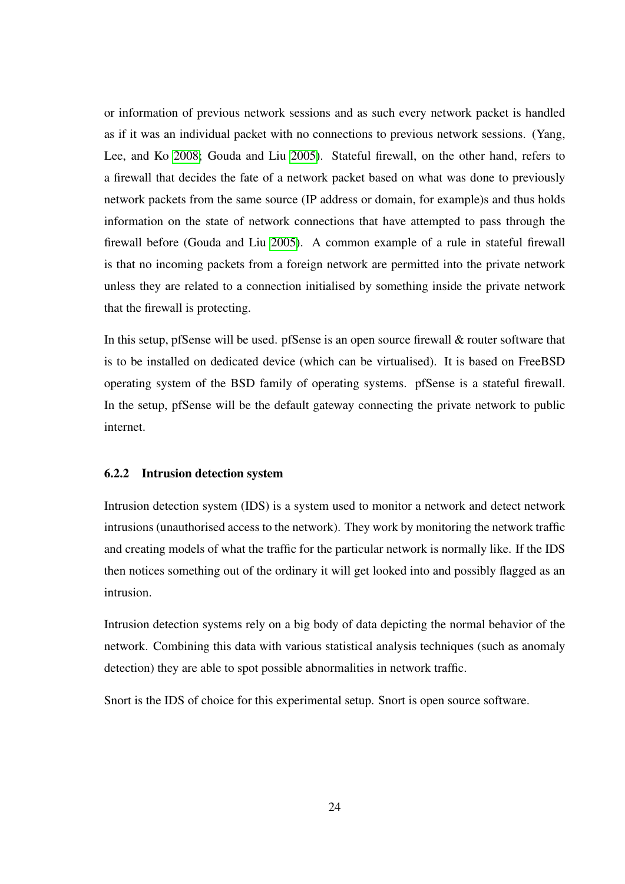or information of previous network sessions and as such every network packet is handled as if it was an individual packet with no connections to previous network sessions. (Yang, Lee, and Ko 2008; Gouda and Liu 2005). Stateful firewall, on the other hand, refers to a firewall that decides the fate of a network packet based on what was done to previously network packets from the same source (IP address or domain, for example)s and thus holds information on the state of network connections that have attempted to pass through the firewall before (Gouda and Liu 2005). A common example of a rule in stateful firewall is that no incoming packets from a foreign network are permitted into the private network unless they are related to a connection initialised by something inside the private network that the firewall is protecting.

In this setup, pfSense will be used. pfSense is an open source firewall & router software that is to be installed on dedicated device (which can be virtualised). It is based on FreeBSD operating system of the BSD family of operating systems. pfSense is a stateful firewall. In the setup, pfSense will be the default gateway connecting the private network to public internet.

### 6.2.2 Intrusion detection system

Intrusion detection system (IDS) is a system used to monitor a network and detect network intrusions (unauthorised access to the network). They work by monitoring the network traffic and creating models of what the traffic for the particular network is normally like. If the IDS then notices something out of the ordinary it will get looked into and possibly flagged as an intrusion.

Intrusion detection systems rely on a big body of data depicting the normal behavior of the network. Combining this data with various statistical analysis techniques (such as anomaly detection) they are able to spot possible abnormalities in network traffic.

Snort is the IDS of choice for this experimental setup. Snort is open source software.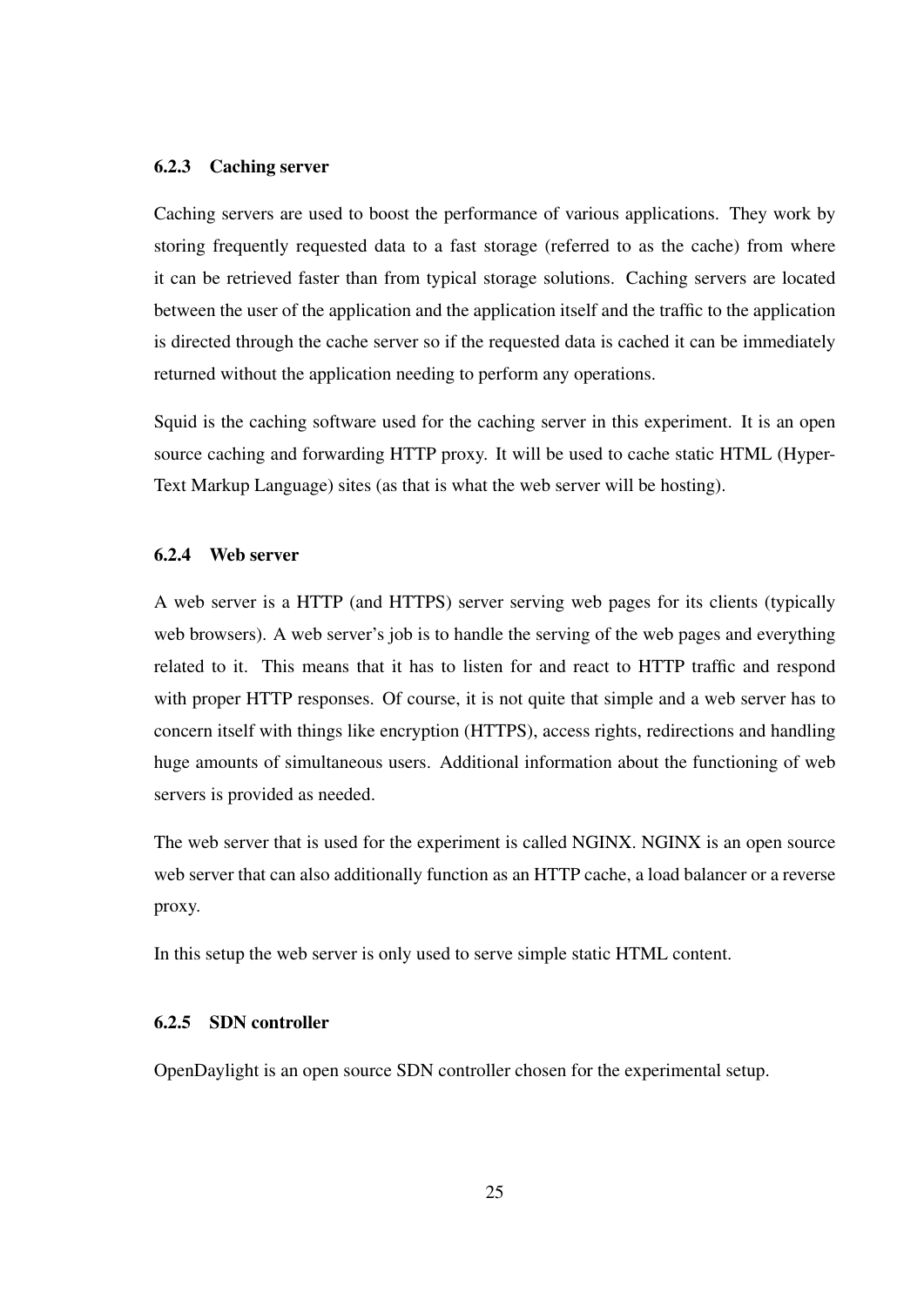### 6.2.3 Caching server

Caching servers are used to boost the performance of various applications. They work by storing frequently requested data to a fast storage (referred to as the cache) from where it can be retrieved faster than from typical storage solutions. Caching servers are located between the user of the application and the application itself and the traffic to the application is directed through the cache server so if the requested data is cached it can be immediately returned without the application needing to perform any operations.

Squid is the caching software used for the caching server in this experiment. It is an open source caching and forwarding HTTP proxy. It will be used to cache static HTML (Hyper-Text Markup Language) sites (as that is what the web server will be hosting).

### 6.2.4 Web server

A web server is a HTTP (and HTTPS) server serving web pages for its clients (typically web browsers). A web server's job is to handle the serving of the web pages and everything related to it. This means that it has to listen for and react to HTTP traffic and respond with proper HTTP responses. Of course, it is not quite that simple and a web server has to concern itself with things like encryption (HTTPS), access rights, redirections and handling huge amounts of simultaneous users. Additional information about the functioning of web servers is provided as needed.

The web server that is used for the experiment is called NGINX. NGINX is an open source web server that can also additionally function as an HTTP cache, a load balancer or a reverse proxy.

In this setup the web server is only used to serve simple static HTML content.

### 6.2.5 SDN controller

OpenDaylight is an open source SDN controller chosen for the experimental setup.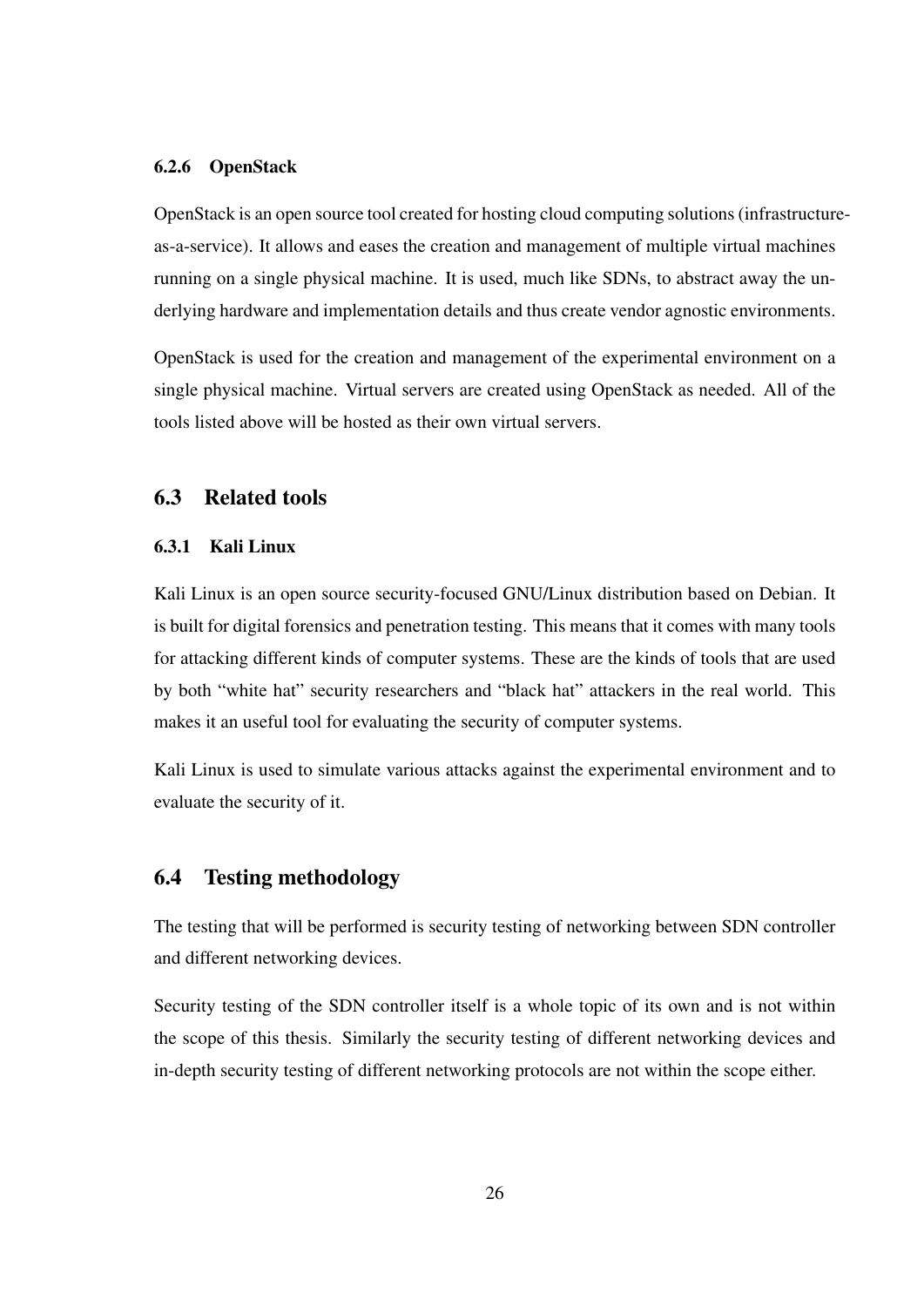#### 6.2.6 OpenStack

OpenStack is an open source tool created for hosting cloud computing solutions (infrastructure-as-a-service). It allows and eases the creation and management of multiple virtual machines running on a single physical machine. It is used, much like SDNs, to abstract away the underlying hardware and implementation details and thus create vendor agnostic environments.

OpenStack is used for the creation and management of the experimental environment on a single physical machine. Virtual servers are created using OpenStack as needed. All of the tools listed above will be hosted as their own virtual servers.

### 6.3 Related tools

#### 6.3.1 Kali Linux

Kali Linux is an open source security-focused GNU/Linux distribution based on Debian. It is built for digital forensics and penetration testing. This means that it comes with many tools for attacking different kinds of computer systems. These are the kinds of tools that are used by both "white hat" security researchers and "black hat" attackers in the real world. This makes it an useful tool for evaluating the security of computer systems.

Kali Linux is used to simulate various attacks against the experimental environment and to evaluate the security of it.

### 6.4 Testing methodology

The testing that will be performed is security testing of networking between SDN controller and different networking devices.

Security testing of the SDN controller itself is a whole topic of its own and is not within the scope of this thesis. Similarly the security testing of different networking devices and in-depth security testing of different networking protocols are not within the scope either.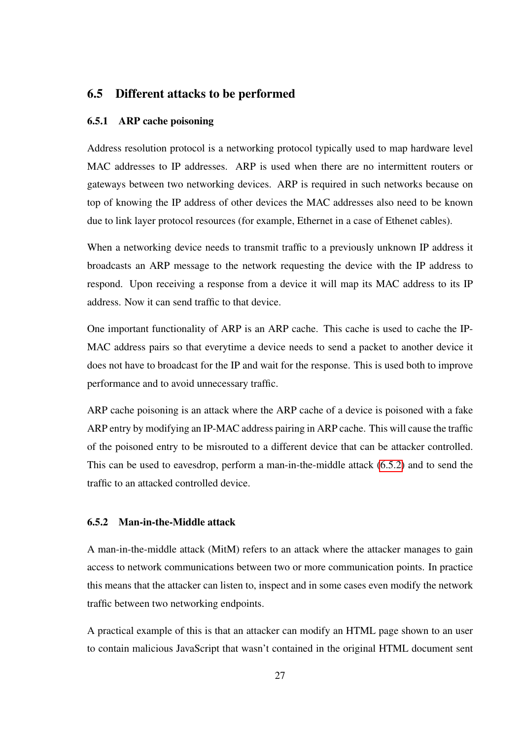## 6.5 Different attacks to be performed

### 6.5.1 ARP cache poisoning

Address resolution protocol is a networking protocol typically used to map hardware level MAC addresses to IP addresses. ARP is used when there are no intermittent routers or gateways between two networking devices. ARP is required in such networks because on top of knowing the IP address of other devices the MAC addresses also need to be known due to link layer protocol resources (for example, Ethernet in a case of Ethenet cables).

When a networking device needs to transmit traffic to a previously unknown IP address it broadcasts an ARP message to the network requesting the device with the IP address to respond. Upon receiving a response from a device it will map its MAC address to its IP address. Now it can send traffic to that device.

One important functionality of ARP is an ARP cache. This cache is used to cache the IP-MAC address pairs so that everytime a device needs to send a packet to another device it does not have to broadcast for the IP and wait for the response. This is used both to improve performance and to avoid unnecessary traffic.

ARP cache poisoning is an attack where the ARP cache of a device is poisoned with a fake ARP entry by modifying an IP-MAC address pairing in ARP cache. This will cause the traffic of the poisoned entry to be misrouted to a different device that can be attacker controlled. This can be used to eavesdrop, perform a man-in-the-middle attack (6.5.2) and to send the traffic to an attacked controlled device.

### 6.5.2 Man-in-the-Middle attack

A man-in-the-middle attack (MitM) refers to an attack where the attacker manages to gain access to network communications between two or more communication points. In practice this means that the attacker can listen to, inspect and in some cases even modify the network traffic between two networking endpoints.

A practical example of this is that an attacker can modify an HTML page shown to an user to contain malicious JavaScript that wasn't contained in the original HTML document sent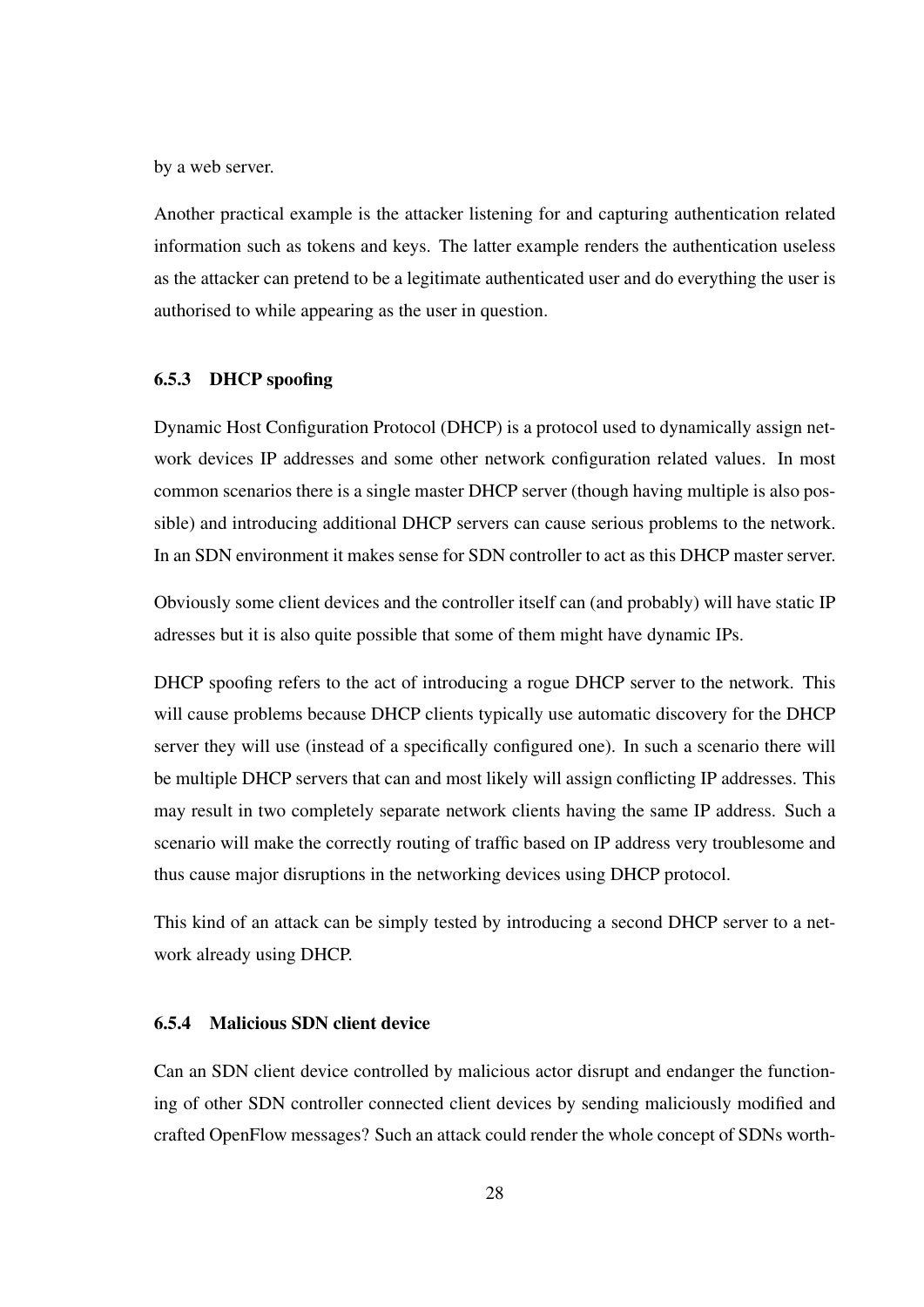by a web server.

Another practical example is the attacker listening for and capturing authentication related information such as tokens and keys. The latter example renders the authentication useless as the attacker can pretend to be a legitimate authenticated user and do everything the user is authorised to while appearing as the user in question.

### 6.5.3 DHCP spoofing

Dynamic Host Configuration Protocol (DHCP) is a protocol used to dynamically assign network devices IP addresses and some other network configuration related values. In most common scenarios there is a single master DHCP server (though having multiple is also possible) and introducing additional DHCP servers can cause serious problems to the network. In an SDN environment it makes sense for SDN controller to act as this DHCP master server.

Obviously some client devices and the controller itself can (and probably) will have static IP adresses but it is also quite possible that some of them might have dynamic IPs.

DHCP spoofing refers to the act of introducing a rogue DHCP server to the network. This will cause problems because DHCP clients typically use automatic discovery for the DHCP server they will use (instead of a specifically configured one). In such a scenario there will be multiple DHCP servers that can and most likely will assign conflicting IP addresses. This may result in two completely separate network clients having the same IP address. Such a scenario will make the correctly routing of traffic based on IP address very troublesome and thus cause major disruptions in the networking devices using DHCP protocol.

This kind of an attack can be simply tested by introducing a second DHCP server to a network already using DHCP.

### 6.5.4 Malicious SDN client device

Can an SDN client device controlled by malicious actor disrupt and endanger the functioning of other SDN controller connected client devices by sending maliciously modified and crafted OpenFlow messages? Such an attack could render the whole concept of SDNs worth-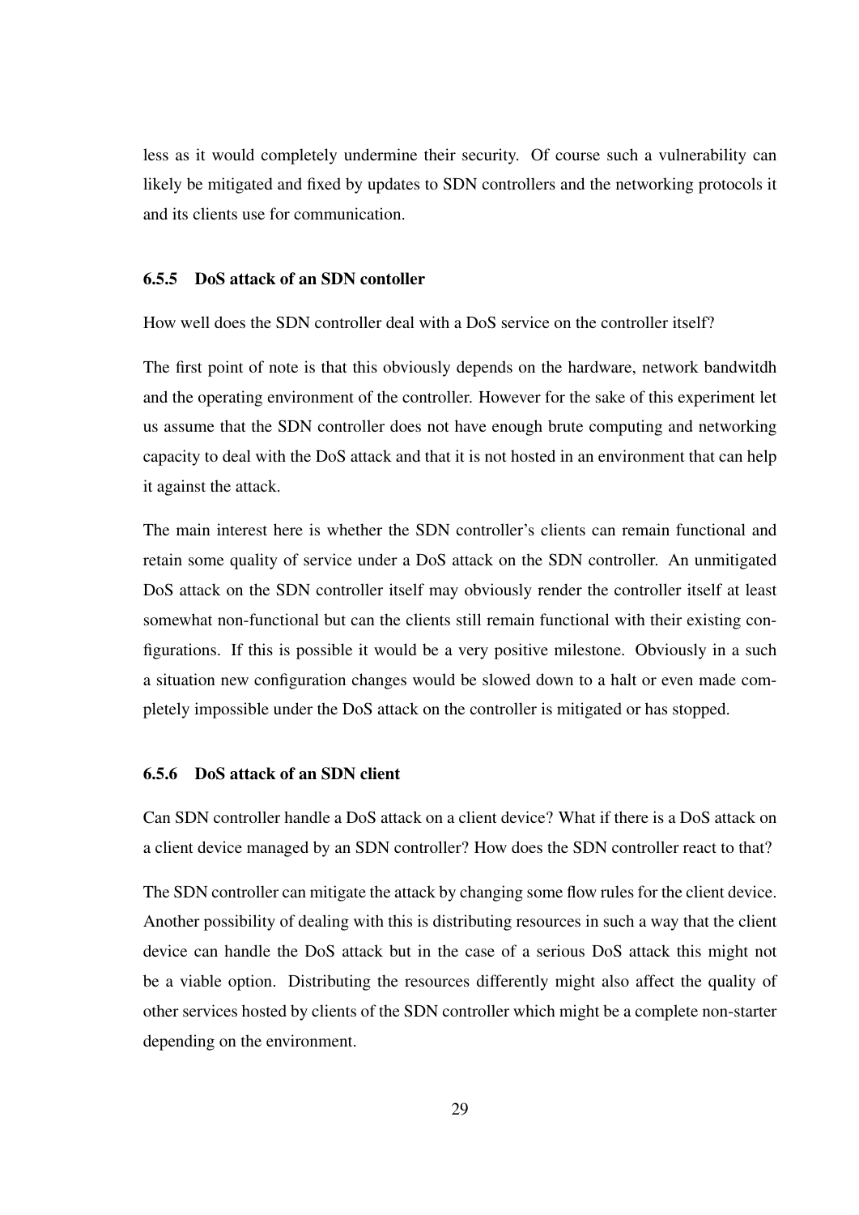less as it would completely undermine their security. Of course such a vulnerability can likely be mitigated and fixed by updates to SDN controllers and the networking protocols it and its clients use for communication.

### 6.5.5 DoS attack of an SDN contoller

How well does the SDN controller deal with a DoS service on the controller itself?

The first point of note is that this obviously depends on the hardware, network bandwitdh and the operating environment of the controller. However for the sake of this experiment let us assume that the SDN controller does not have enough brute computing and networking capacity to deal with the DoS attack and that it is not hosted in an environment that can help it against the attack.

The main interest here is whether the SDN controller's clients can remain functional and retain some quality of service under a DoS attack on the SDN controller. An unmitigated DoS attack on the SDN controller itself may obviously render the controller itself at least somewhat non-functional but can the clients still remain functional with their existing configurations. If this is possible it would be a very positive milestone. Obviously in a such a situation new configuration changes would be slowed down to a halt or even made completely impossible under the DoS attack on the controller is mitigated or has stopped.

### 6.5.6 DoS attack of an SDN client

Can SDN controller handle a DoS attack on a client device? What if there is a DoS attack on a client device managed by an SDN controller? How does the SDN controller react to that?

The SDN controller can mitigate the attack by changing some flow rules for the client device. Another possibility of dealing with this is distributing resources in such a way that the client device can handle the DoS attack but in the case of a serious DoS attack this might not be a viable option. Distributing the resources differently might also affect the quality of other services hosted by clients of the SDN controller which might be a complete non-starter depending on the environment.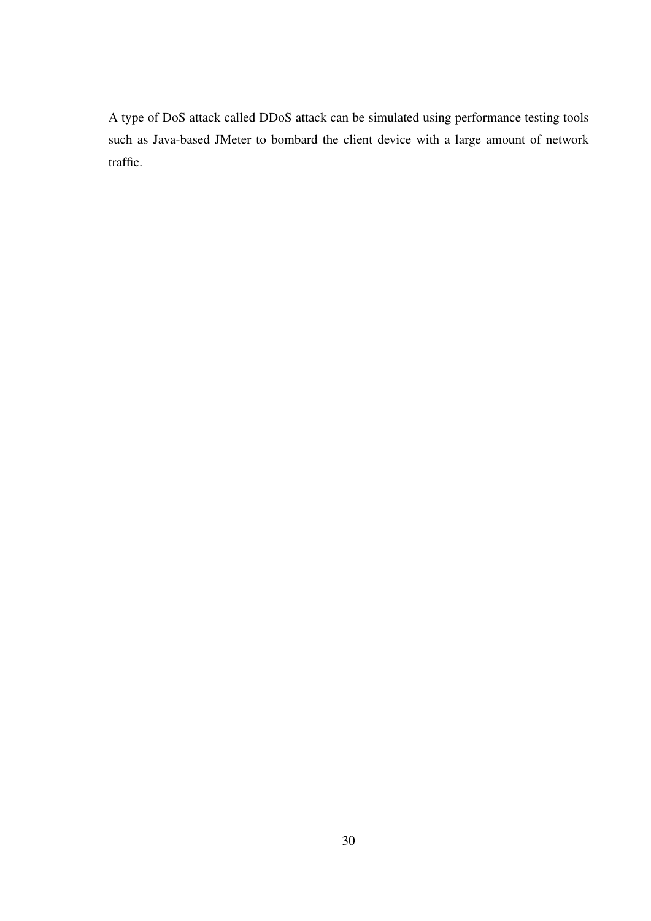A type of DoS attack called DDoS attack can be simulated using performance testing tools such as Java-based JMeter to bombard the client device with a large amount of network traffic.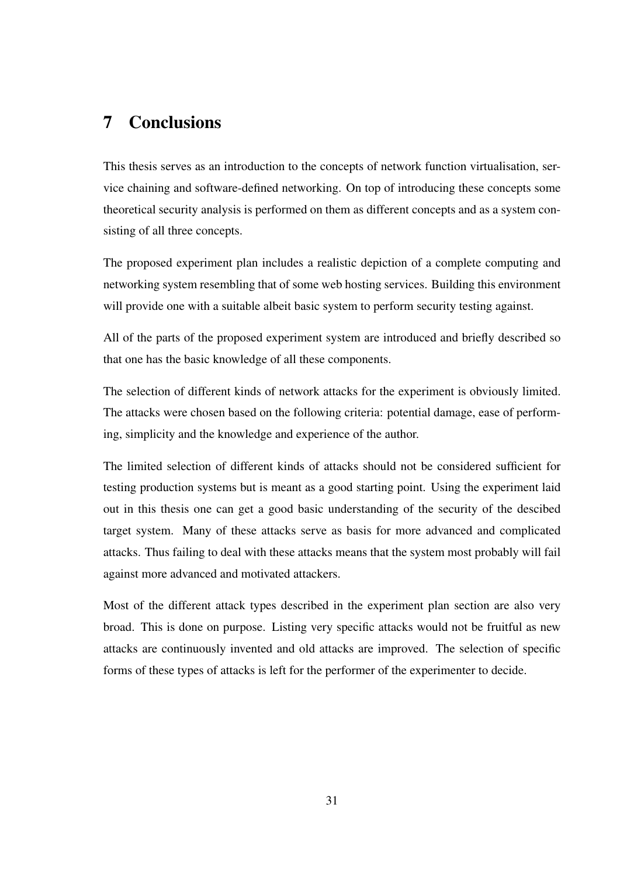# 7 Conclusions

This thesis serves as an introduction to the concepts of network function virtualisation, service chaining and software-defined networking. On top of introducing these concepts some theoretical security analysis is performed on them as different concepts and as a system consisting of all three concepts.

The proposed experiment plan includes a realistic depiction of a complete computing and networking system resembling that of some web hosting services. Building this environment will provide one with a suitable albeit basic system to perform security testing against.

All of the parts of the proposed experiment system are introduced and briefly described so that one has the basic knowledge of all these components.

The selection of different kinds of network attacks for the experiment is obviously limited. The attacks were chosen based on the following criteria: potential damage, ease of performing, simplicity and the knowledge and experience of the author.

The limited selection of different kinds of attacks should not be considered sufficient for testing production systems but is meant as a good starting point. Using the experiment laid out in this thesis one can get a good basic understanding of the security of the descibed target system. Many of these attacks serve as basis for more advanced and complicated attacks. Thus failing to deal with these attacks means that the system most probably will fail against more advanced and motivated attackers.

Most of the different attack types described in the experiment plan section are also very broad. This is done on purpose. Listing very specific attacks would not be fruitful as new attacks are continuously invented and old attacks are improved. The selection of specific forms of these types of attacks is left for the performer of the experimenter to decide.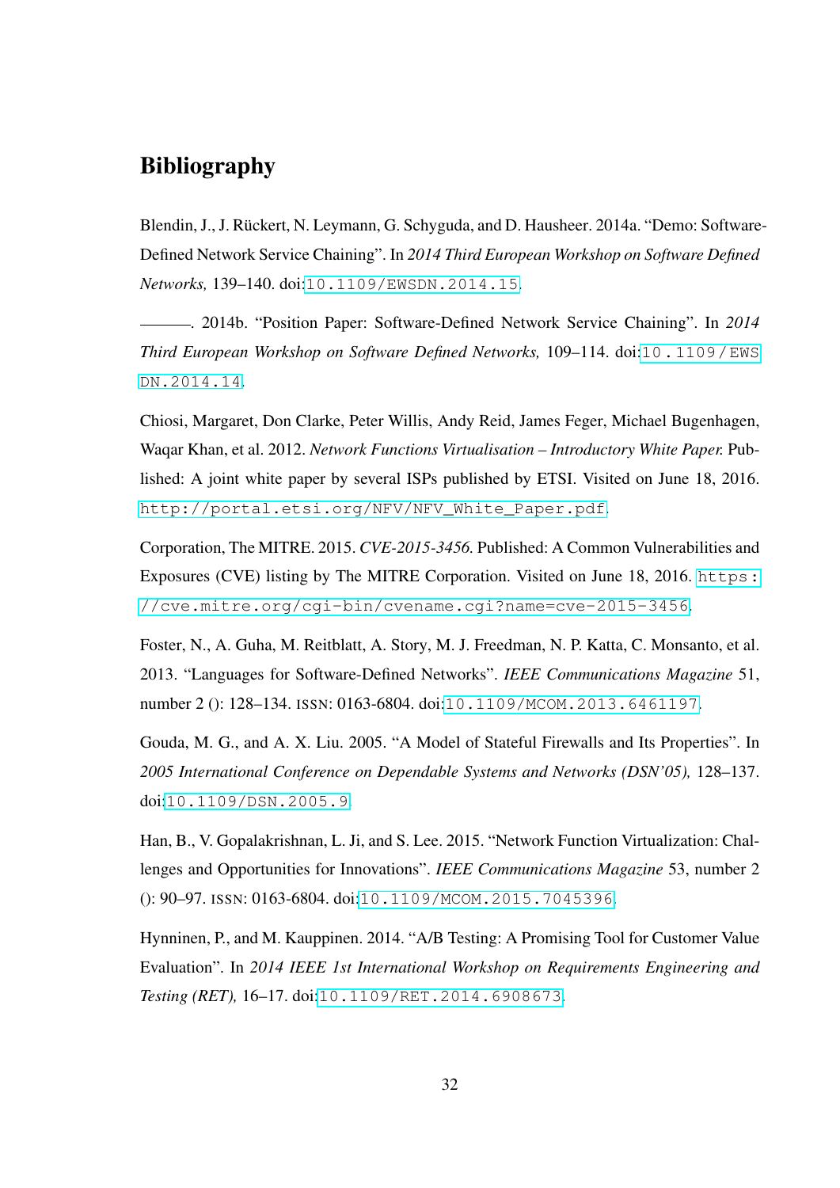# Bibliography

Blendin, J., J. Rückert, N. Leymann, G. Schyguda, and D. Hausheer. 2014a. "Demo: Software-Defined Network Service Chaining". In *2014 Third European Workshop on Software Defined Networks,* 139–140. doi:10.1109/EWSDN.2014.15.

———. 2014b. "Position Paper: Software-Defined Network Service Chaining". In *2014 Third European Workshop on Software Defined Networks,* 109–114. doi:10.1109/EWSDN.2014.14.

Chiosi, Margaret, Don Clarke, Peter Willis, Andy Reid, James Feger, Michael Bugenhagen, Waqar Khan, et al. 2012. *Network Functions Virtualisation – Introductory White Paper.* Published: A joint white paper by several ISPs published by ETSI. Visited on June 18, 2016. http://portal.etsi.org/NFV/NFV_White_Paper.pdf.

Corporation, The MITRE. 2015. *CVE-2015-3456.* Published: A Common Vulnerabilities and Exposures (CVE) listing by The MITRE Corporation. Visited on June 18, 2016. https://cve.mitre.org/cgi-bin/cvename.cgi?name=cve-2015-3456.

Foster, N., A. Guha, M. Reitblatt, A. Story, M. J. Freedman, N. P. Katta, C. Monsanto, et al. 2013. "Languages for Software-Defined Networks". *IEEE Communications Magazine* 51, number 2 (): 128–134. ISSN: 0163-6804. doi:10.1109/MCOM.2013.6461197.

Gouda, M. G., and A. X. Liu. 2005. "A Model of Stateful Firewalls and Its Properties". In *2005 International Conference on Dependable Systems and Networks (DSN'05),* 128–137. doi:10.1109/DSN.2005.9.

Han, B., V. Gopalakrishnan, L. Ji, and S. Lee. 2015. "Network Function Virtualization: Challenges and Opportunities for Innovations". *IEEE Communications Magazine* 53, number 2 (): 90–97. ISSN: 0163-6804. doi:10.1109/MCOM.2015.7045396.

Hynninen, P., and M. Kauppinen. 2014. "A/B Testing: A Promising Tool for Customer Value Evaluation". In *2014 IEEE 1st International Workshop on Requirements Engineering and Testing (RET),* 16–17. doi:10.1109/RET.2014.6908673.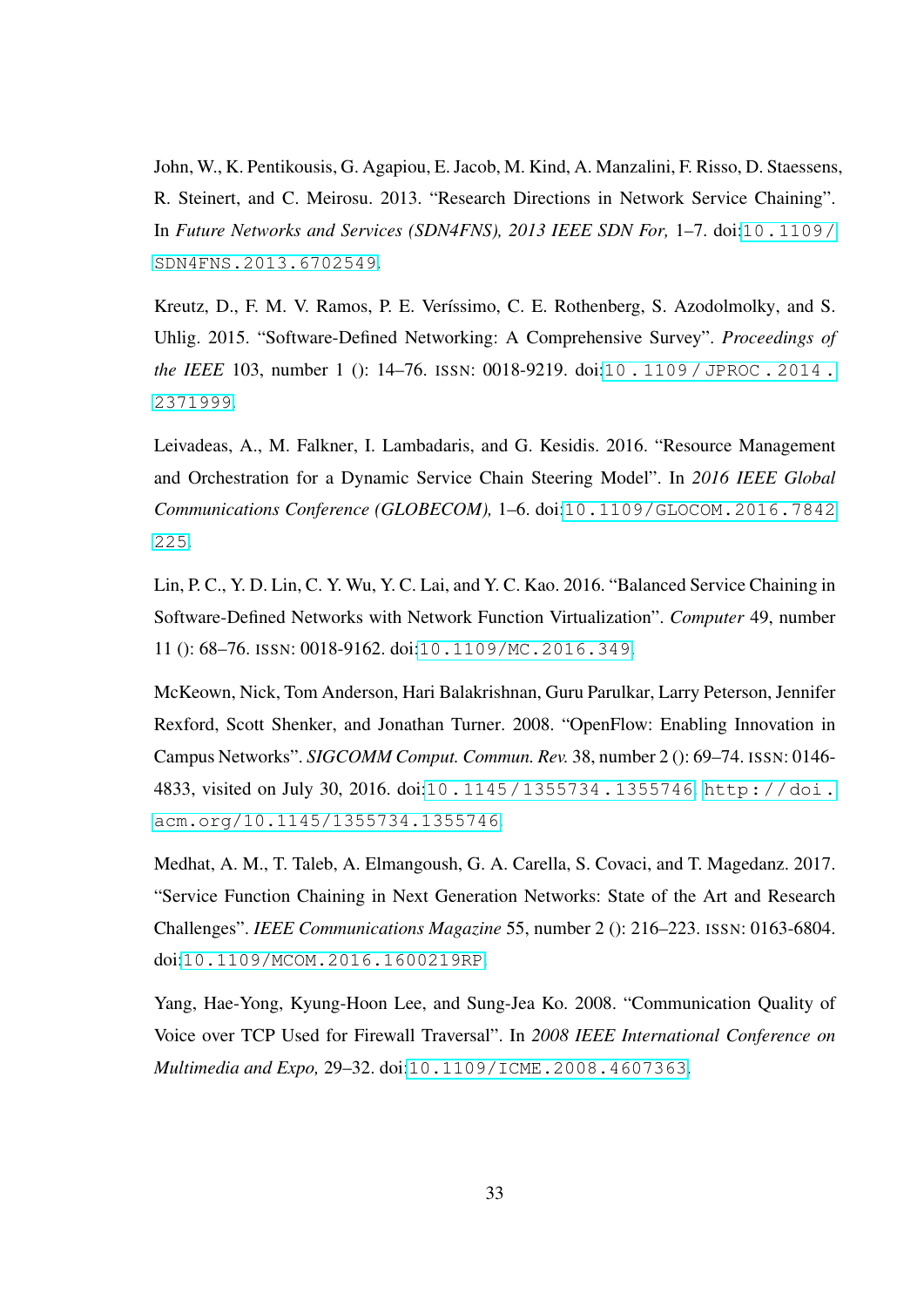John, W., K. Pentikousis, G. Agapiou, E. Jacob, M. Kind, A. Manzalini, F. Risso, D. Staessens, R. Steinert, and C. Meirosu. 2013. "Research Directions in Network Service Chaining". In *Future Networks and Services (SDN4FNS), 2013 IEEE SDN For,* 1–7. doi:10.1109/SDN4FNS.2013.6702549.

Kreutz, D., F. M. V. Ramos, P. E. Veríssimo, C. E. Rothenberg, S. Azodolmolky, and S. Uhlig. 2015. "Software-Defined Networking: A Comprehensive Survey". *Proceedings of the IEEE* 103, number 1 (): 14–76. ISSN: 0018-9219. doi:10.1109/JPROC.2014.2371999.

Leivadeas, A., M. Falkner, I. Lambadaris, and G. Kesidis. 2016. "Resource Management and Orchestration for a Dynamic Service Chain Steering Model". In *2016 IEEE Global Communications Conference (GLOBECOM),* 1–6. doi:10.1109/GLOCOM.2016.7842225.

Lin, P. C., Y. D. Lin, C. Y. Wu, Y. C. Lai, and Y. C. Kao. 2016. "Balanced Service Chaining in Software-Defined Networks with Network Function Virtualization". *Computer* 49, number 11 (): 68–76. ISSN: 0018-9162. doi:10.1109/MC.2016.349.

McKeown, Nick, Tom Anderson, Hari Balakrishnan, Guru Parulkar, Larry Peterson, Jennifer Rexford, Scott Shenker, and Jonathan Turner. 2008. "OpenFlow: Enabling Innovation in Campus Networks". *SIGCOMM Comput. Commun. Rev.* 38, number 2 (): 69–74. ISSN: 0146-4833, visited on July 30, 2016. doi:10.1145/1355734.1355746. http://doi.acm.org/10.1145/1355734.1355746.

Medhat, A. M., T. Taleb, A. Elmangoush, G. A. Carella, S. Covaci, and T. Magedanz. 2017. "Service Function Chaining in Next Generation Networks: State of the Art and Research Challenges". *IEEE Communications Magazine* 55, number 2 (): 216–223. ISSN: 0163-6804. doi:10.1109/MCOM.2016.1600219RP.

Yang, Hae-Yong, Kyung-Hoon Lee, and Sung-Jea Ko. 2008. "Communication Quality of Voice over TCP Used for Firewall Traversal". In *2008 IEEE International Conference on Multimedia and Expo,* 29–32. doi:10.1109/ICME.2008.4607363.